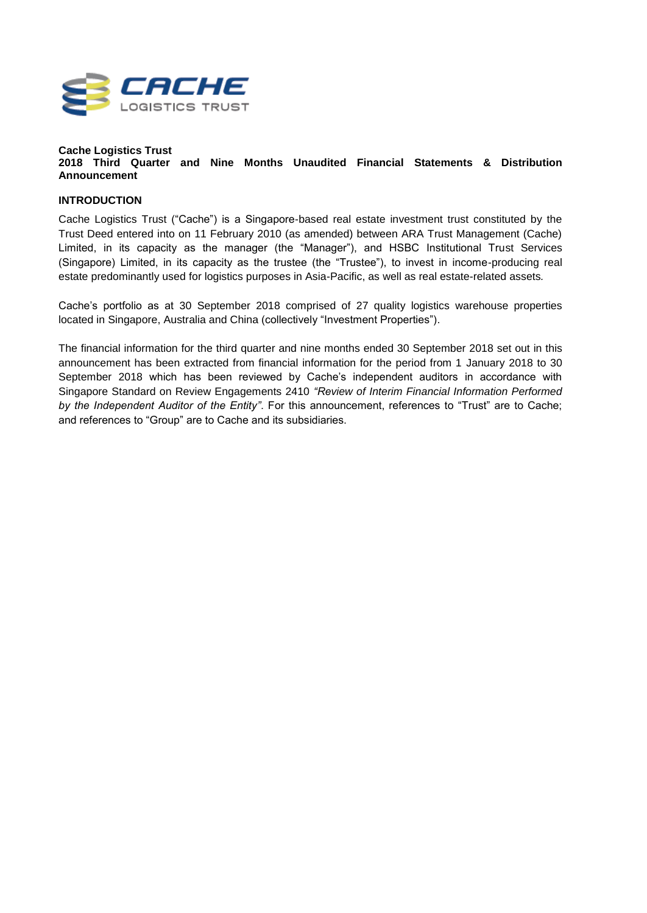**Cache Logistics Trust**
**2018 Third Quarter and Nine Months Unaudited Financial Statements & Distribution Announcement**

## INTRODUCTION

Cache Logistics Trust ("Cache") is a Singapore-based real estate investment trust constituted by the Trust Deed entered into on 11 February 2010 (as amended) between ARA Trust Management (Cache) Limited, in its capacity as the manager (the "Manager"), and HSBC Institutional Trust Services (Singapore) Limited, in its capacity as the trustee (the "Trustee"), to invest in income-producing real estate predominantly used for logistics purposes in Asia-Pacific, as well as real estate-related assets.

Cache's portfolio as at 30 September 2018 comprised of 27 quality logistics warehouse properties located in Singapore, Australia and China (collectively "Investment Properties").

The financial information for the third quarter and nine months ended 30 September 2018 set out in this announcement has been extracted from financial information for the period from 1 January 2018 to 30 September 2018 which has been reviewed by Cache's independent auditors in accordance with Singapore Standard on Review Engagements 2410 *"Review of Interim Financial Information Performed by the Independent Auditor of the Entity"*. For this announcement, references to "Trust" are to Cache; and references to "Group" are to Cache and its subsidiaries.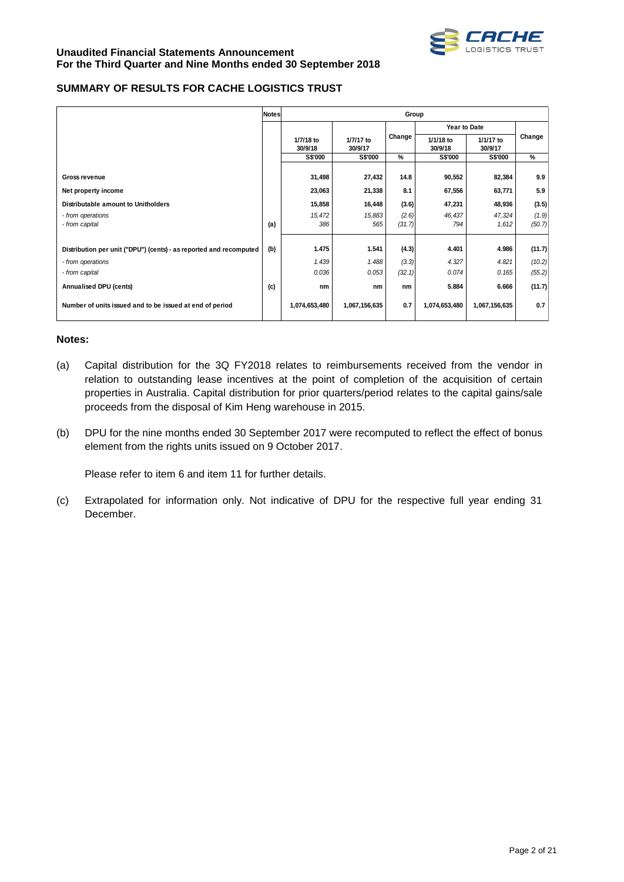## SUMMARY OF RESULTS FOR CACHE LOGISTICS TRUST

| | Notes | Group | | | | | |
|---|---|---|---|---|---|---|---|
| | | | | | Year to Date | | |
| | | 1/7/18 to 30/9/18 | 1/7/17 to 30/9/17 | Change | 1/1/18 to 30/9/18 | 1/1/17 to 30/9/17 | Change |
| | | S$'000 | S$'000 | % | S$'000 | S$'000 | % |
| **Gross revenue** | | **31,498** | **27,432** | **14.8** | **90,552** | **82,384** | **9.9** |
| **Net property income** | | **23,063** | **21,338** | **8.1** | **67,556** | **63,771** | **5.9** |
| **Distributable amount to Unitholders** | | **15,858** | **16,448** | **(3.6)** | **47,231** | **48,936** | **(3.5)** |
| *- from operations* | | *15,472* | *15,883* | *(2.6)* | *46,437* | *47,324* | *(1.9)* |
| *- from capital* | (a) | *386* | *565* | *(31.7)* | *794* | *1,612* | *(50.7)* |
| **Distribution per unit ("DPU") (cents) - as reported and recomputed** | (b) | **1.475** | **1.541** | **(4.3)** | **4.401** | **4.986** | **(11.7)** |
| *- from operations* | | *1.439* | *1.488* | *(3.3)* | *4.327* | *4.821* | *(10.2)* |
| *- from capital* | | *0.036* | *0.053* | *(32.1)* | *0.074* | *0.165* | *(55.2)* |
| **Annualised DPU (cents)** | (c) | **nm** | **nm** | **nm** | **5.884** | **6.666** | **(11.7)** |
| **Number of units issued and to be issued at end of period** | | **1,074,653,480** | **1,067,156,635** | **0.7** | **1,074,653,480** | **1,067,156,635** | **0.7** |

**Notes:**

(a) Capital distribution for the 3Q FY2018 relates to reimbursements received from the vendor in relation to outstanding lease incentives at the point of completion of the acquisition of certain properties in Australia. Capital distribution for prior quarters/period relates to the capital gains/sale proceeds from the disposal of Kim Heng warehouse in 2015.

(b) DPU for the nine months ended 30 September 2017 were recomputed to reflect the effect of bonus element from the rights units issued on 9 October 2017.

Please refer to item 6 and item 11 for further details.

(c) Extrapolated for information only. Not indicative of DPU for the respective full year ending 31 December.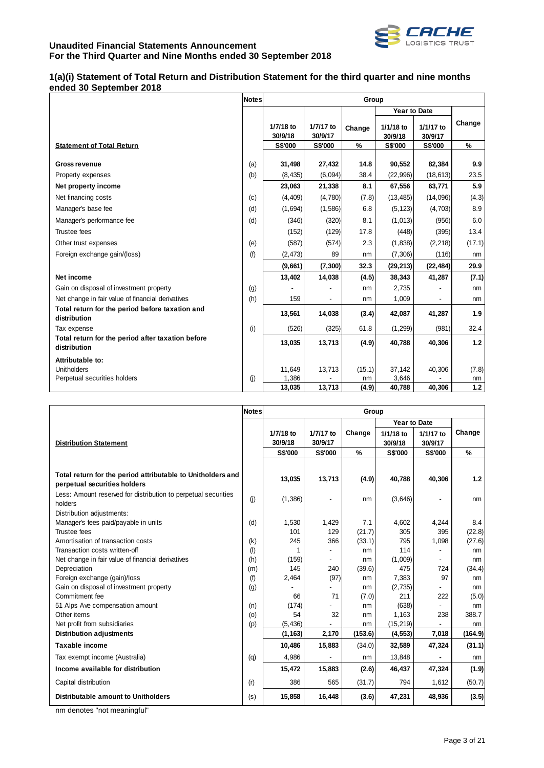**Unaudited Financial Statements Announcement**
**For the Third Quarter and Nine Months ended 30 September 2018**

### 1(a)(i) Statement of Total Return and Distribution Statement for the third quarter and nine months ended 30 September 2018

| | Notes | Group | | | | | |
|---|---|---|---|---|---|---|---|
| | | | | | Year to Date | | |
| | | 1/7/18 to 30/9/18 | 1/7/17 to 30/9/17 | Change | 1/1/18 to 30/9/18 | 1/1/17 to 30/9/17 | Change |
| **Statement of Total Return** | | S$'000 | S$'000 | % | S$'000 | S$'000 | % |
| **Gross revenue** | (a) | **31,498** | **27,432** | **14.8** | **90,552** | **82,384** | **9.9** |
| Property expenses | (b) | (8,435) | (6,094) | 38.4 | (22,996) | (18,613) | 23.5 |
| **Net property income** | | **23,063** | **21,338** | **8.1** | **67,556** | **63,771** | **5.9** |
| Net financing costs | (c) | (4,409) | (4,780) | (7.8) | (13,485) | (14,096) | (4.3) |
| Manager's base fee | (d) | (1,694) | (1,586) | 6.8 | (5,123) | (4,703) | 8.9 |
| Manager's performance fee | (d) | (346) | (320) | 8.1 | (1,013) | (956) | 6.0 |
| Trustee fees | | (152) | (129) | 17.8 | (448) | (395) | 13.4 |
| Other trust expenses | (e) | (587) | (574) | 2.3 | (1,838) | (2,218) | (17.1) |
| Foreign exchange gain/(loss) | (f) | (2,473) | 89 | nm | (7,306) | (116) | nm |
| | | **(9,661)** | **(7,300)** | **32.3** | **(29,213)** | **(22,484)** | **29.9** |
| **Net income** | | **13,402** | **14,038** | **(4.5)** | **38,343** | **41,287** | **(7.1)** |
| Gain on disposal of investment property | (g) | - | - | nm | 2,735 | - | nm |
| Net change in fair value of financial derivatives | (h) | 159 | - | nm | 1,009 | - | nm |
| **Total return for the period before taxation and distribution** | | **13,561** | **14,038** | **(3.4)** | **42,087** | **41,287** | **1.9** |
| Tax expense | (i) | (526) | (325) | 61.8 | (1,299) | (981) | 32.4 |
| **Total return for the period after taxation before distribution** | | **13,035** | **13,713** | **(4.9)** | **40,788** | **40,306** | **1.2** |
| **Attributable to:** | | | | | | | |
| Unitholders | | 11,649 | 13,713 | (15.1) | 37,142 | 40,306 | (7.8) |
| Perpetual securities holders | (j) | 1,386 | - | nm | 3,646 | - | nm |
| | | 13,035 | 13,713 | (4.9) | 40,788 | 40,306 | 1.2 |

| | Notes | Group | | | | | |
|---|---|---|---|---|---|---|---|
| | | | | | Year to Date | | |
| **Distribution Statement** | | 1/7/18 to 30/9/18 | 1/7/17 to 30/9/17 | Change | 1/1/18 to 30/9/18 | 1/1/17 to 30/9/17 | Change |
| | | S$'000 | S$'000 | % | S$'000 | S$'000 | % |
| **Total return for the period attributable to Unitholders and perpetual securities holders** | | **13,035** | **13,713** | **(4.9)** | **40,788** | **40,306** | **1.2** |
| Less: Amount reserved for distribution to perpetual securities holders | (j) | (1,386) | - | nm | (3,646) | - | nm |
| Distribution adjustments: | | | | | | | |
| Manager's fees paid/payable in units | (d) | 1,530 | 1,429 | 7.1 | 4,602 | 4,244 | 8.4 |
| Trustee fees | | 101 | 129 | (21.7) | 305 | 395 | (22.8) |
| Amortisation of transaction costs | (k) | 245 | 366 | (33.1) | 795 | 1,098 | (27.6) |
| Transaction costs written-off | (l) | 1 | - | nm | 114 | - | nm |
| Net change in fair value of financial derivatives | (h) | (159) | - | nm | (1,009) | - | nm |
| Depreciation | (m) | 145 | 240 | (39.6) | 475 | 724 | (34.4) |
| Foreign exchange (gain)/loss | (f) | 2,464 | (97) | nm | 7,383 | 97 | nm |
| Gain on disposal of investment property | (g) | - | - | nm | (2,735) | - | nm |
| Commitment fee | | 66 | 71 | (7.0) | 211 | 222 | (5.0) |
| 51 Alps Ave compensation amount | (n) | (174) | - | nm | (638) | - | nm |
| Other items | (o) | 54 | 32 | nm | 1,163 | 238 | 388.7 |
| Net profit from subsidiaries | (p) | (5,436) | - | nm | (15,219) | - | nm |
| **Distribution adjustments** | | **(1,163)** | **2,170** | **(153.6)** | **(4,553)** | **7,018** | **(164.9)** |
| **Taxable income** | | **10,486** | **15,883** | **(34.0)** | **32,589** | **47,324** | **(31.1)** |
| Tax exempt income (Australia) | (q) | 4,986 | - | nm | 13,848 | - | nm |
| **Income available for distribution** | | **15,472** | **15,883** | **(2.6)** | **46,437** | **47,324** | **(1.9)** |
| Capital distribution | (r) | 386 | 565 | (31.7) | 794 | 1,612 | (50.7) |
| **Distributable amount to Unitholders** | (s) | **15,858** | **16,448** | **(3.6)** | **47,231** | **48,936** | **(3.5)** |

nm denotes "not meaningful"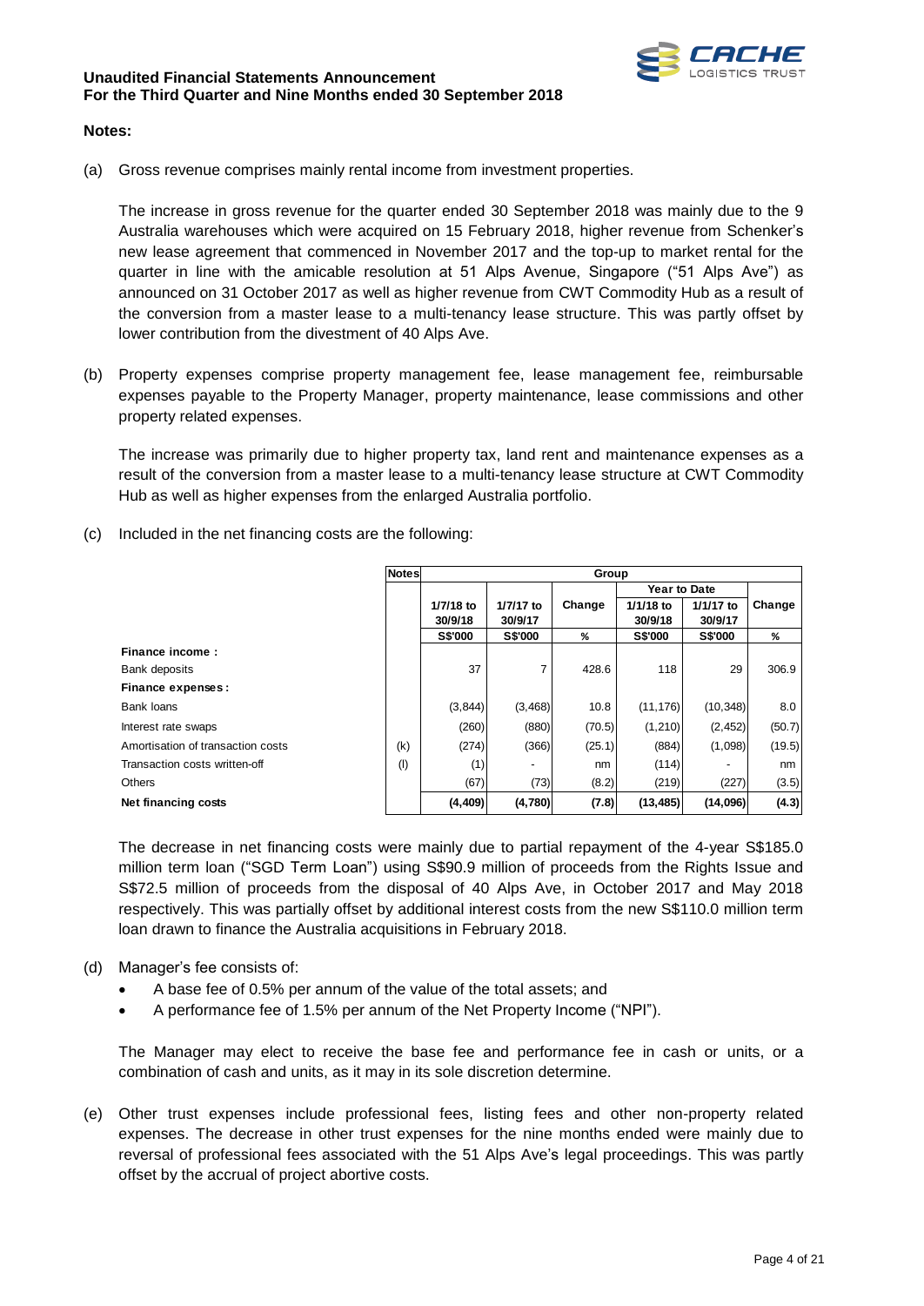**Notes:**

(a) Gross revenue comprises mainly rental income from investment properties.

The increase in gross revenue for the quarter ended 30 September 2018 was mainly due to the 9 Australia warehouses which were acquired on 15 February 2018, higher revenue from Schenker's new lease agreement that commenced in November 2017 and the top-up to market rental for the quarter in line with the amicable resolution at 51 Alps Avenue, Singapore ("51 Alps Ave") as announced on 31 October 2017 as well as higher revenue from CWT Commodity Hub as a result of the conversion from a master lease to a multi-tenancy lease structure. This was partly offset by lower contribution from the divestment of 40 Alps Ave.

(b) Property expenses comprise property management fee, lease management fee, reimbursable expenses payable to the Property Manager, property maintenance, lease commissions and other property related expenses.

The increase was primarily due to higher property tax, land rent and maintenance expenses as a result of the conversion from a master lease to a multi-tenancy lease structure at CWT Commodity Hub as well as higher expenses from the enlarged Australia portfolio.

(c) Included in the net financing costs are the following:

| | Notes | Group | | | | | |
|---|---|---|---|---|---|---|---|
| | | | | | Year to Date | | |
| | | 1/7/18 to 30/9/18 | 1/7/17 to 30/9/17 | Change | 1/1/18 to 30/9/18 | 1/1/17 to 30/9/17 | Change |
| | | S$'000 | S$'000 | % | S$'000 | S$'000 | % |
| **Finance income :** | | | | | | | |
| Bank deposits | | 37 | 7 | 428.6 | 118 | 29 | 306.9 |
| **Finance expenses :** | | | | | | | |
| Bank loans | | (3,844) | (3,468) | 10.8 | (11,176) | (10,348) | 8.0 |
| Interest rate swaps | | (260) | (880) | (70.5) | (1,210) | (2,452) | (50.7) |
| Amortisation of transaction costs | (k) | (274) | (366) | (25.1) | (884) | (1,098) | (19.5) |
| Transaction costs written-off | (l) | (1) | - | nm | (114) | - | nm |
| Others | | (67) | (73) | (8.2) | (219) | (227) | (3.5) |
| **Net financing costs** | | **(4,409)** | **(4,780)** | **(7.8)** | **(13,485)** | **(14,096)** | **(4.3)** |

The decrease in net financing costs were mainly due to partial repayment of the 4-year S$185.0 million term loan ("SGD Term Loan") using S$90.9 million of proceeds from the Rights Issue and S$72.5 million of proceeds from the disposal of 40 Alps Ave, in October 2017 and May 2018 respectively. This was partially offset by additional interest costs from the new S$110.0 million term loan drawn to finance the Australia acquisitions in February 2018.

(d) Manager's fee consists of:

- A base fee of 0.5% per annum of the value of the total assets; and
- A performance fee of 1.5% per annum of the Net Property Income ("NPI").

The Manager may elect to receive the base fee and performance fee in cash or units, or a combination of cash and units, as it may in its sole discretion determine.

(e) Other trust expenses include professional fees, listing fees and other non-property related expenses. The decrease in other trust expenses for the nine months ended were mainly due to reversal of professional fees associated with the 51 Alps Ave's legal proceedings. This was partly offset by the accrual of project abortive costs.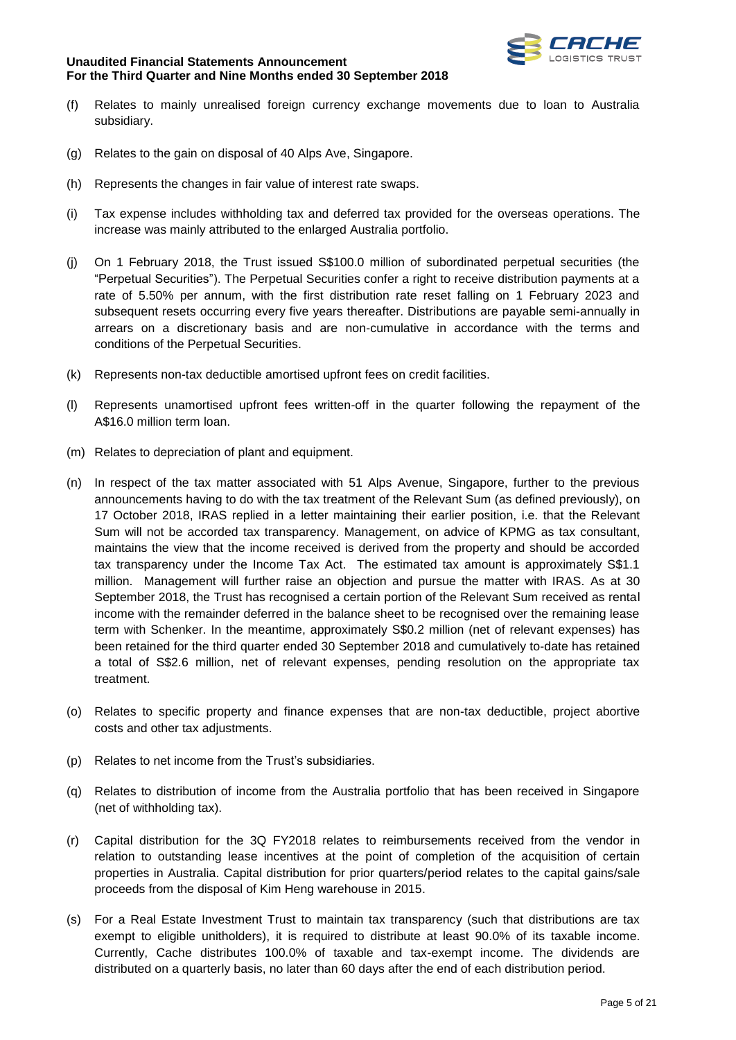(f) Relates to mainly unrealised foreign currency exchange movements due to loan to Australia subsidiary.

(g) Relates to the gain on disposal of 40 Alps Ave, Singapore.

(h) Represents the changes in fair value of interest rate swaps.

(i) Tax expense includes withholding tax and deferred tax provided for the overseas operations. The increase was mainly attributed to the enlarged Australia portfolio.

(j) On 1 February 2018, the Trust issued S$100.0 million of subordinated perpetual securities (the "Perpetual Securities"). The Perpetual Securities confer a right to receive distribution payments at a rate of 5.50% per annum, with the first distribution rate reset falling on 1 February 2023 and subsequent resets occurring every five years thereafter. Distributions are payable semi-annually in arrears on a discretionary basis and are non-cumulative in accordance with the terms and conditions of the Perpetual Securities.

(k) Represents non-tax deductible amortised upfront fees on credit facilities.

(l) Represents unamortised upfront fees written-off in the quarter following the repayment of the A$16.0 million term loan.

(m) Relates to depreciation of plant and equipment.

(n) In respect of the tax matter associated with 51 Alps Avenue, Singapore, further to the previous announcements having to do with the tax treatment of the Relevant Sum (as defined previously), on 17 October 2018, IRAS replied in a letter maintaining their earlier position, i.e. that the Relevant Sum will not be accorded tax transparency. Management, on advice of KPMG as tax consultant, maintains the view that the income received is derived from the property and should be accorded tax transparency under the Income Tax Act. The estimated tax amount is approximately S$1.1 million. Management will further raise an objection and pursue the matter with IRAS. As at 30 September 2018, the Trust has recognised a certain portion of the Relevant Sum received as rental income with the remainder deferred in the balance sheet to be recognised over the remaining lease term with Schenker. In the meantime, approximately S$0.2 million (net of relevant expenses) has been retained for the third quarter ended 30 September 2018 and cumulatively to-date has retained a total of S$2.6 million, net of relevant expenses, pending resolution on the appropriate tax treatment.

(o) Relates to specific property and finance expenses that are non-tax deductible, project abortive costs and other tax adjustments.

(p) Relates to net income from the Trust's subsidiaries.

(q) Relates to distribution of income from the Australia portfolio that has been received in Singapore (net of withholding tax).

(r) Capital distribution for the 3Q FY2018 relates to reimbursements received from the vendor in relation to outstanding lease incentives at the point of completion of the acquisition of certain properties in Australia. Capital distribution for prior quarters/period relates to the capital gains/sale proceeds from the disposal of Kim Heng warehouse in 2015.

(s) For a Real Estate Investment Trust to maintain tax transparency (such that distributions are tax exempt to eligible unitholders), it is required to distribute at least 90.0% of its taxable income. Currently, Cache distributes 100.0% of taxable and tax-exempt income. The dividends are distributed on a quarterly basis, no later than 60 days after the end of each distribution period.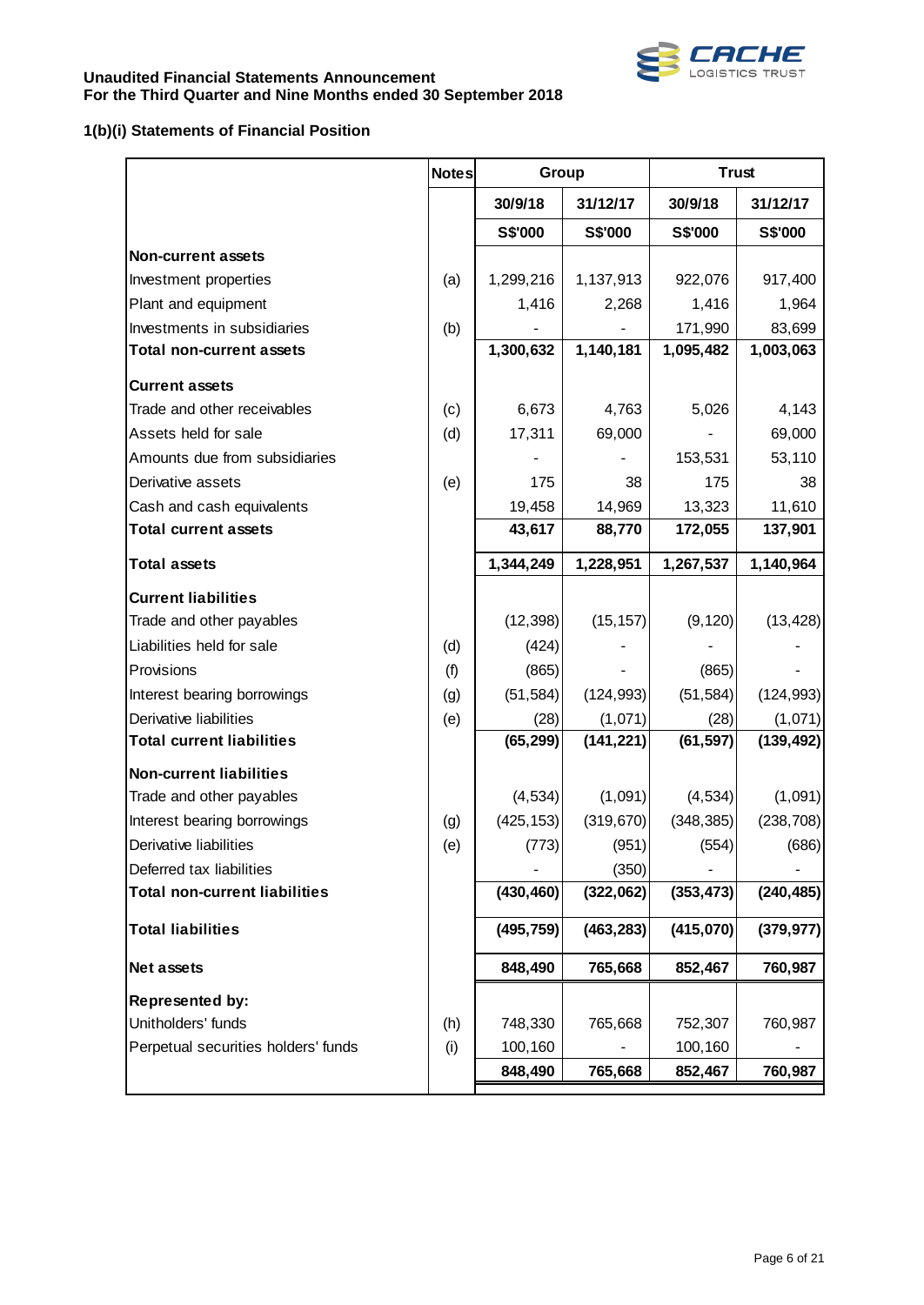**Unaudited Financial Statements Announcement**
**For the Third Quarter and Nine Months ended 30 September 2018**

### 1(b)(i) Statements of Financial Position

| | Notes | Group | | Trust | |
|---|---|---|---|---|---|
| | | 30/9/18 | 31/12/17 | 30/9/18 | 31/12/17 |
| | | S$'000 | S$'000 | S$'000 | S$'000 |
| **Non-current assets** | | | | | |
| Investment properties | (a) | 1,299,216 | 1,137,913 | 922,076 | 917,400 |
| Plant and equipment | | 1,416 | 2,268 | 1,416 | 1,964 |
| Investments in subsidiaries | (b) | - | - | 171,990 | 83,699 |
| **Total non-current assets** | | **1,300,632** | **1,140,181** | **1,095,482** | **1,003,063** |
| **Current assets** | | | | | |
| Trade and other receivables | (c) | 6,673 | 4,763 | 5,026 | 4,143 |
| Assets held for sale | (d) | 17,311 | 69,000 | - | 69,000 |
| Amounts due from subsidiaries | | - | - | 153,531 | 53,110 |
| Derivative assets | (e) | 175 | 38 | 175 | 38 |
| Cash and cash equivalents | | 19,458 | 14,969 | 13,323 | 11,610 |
| **Total current assets** | | **43,617** | **88,770** | **172,055** | **137,901** |
| **Total assets** | | **1,344,249** | **1,228,951** | **1,267,537** | **1,140,964** |
| **Current liabilities** | | | | | |
| Trade and other payables | | (12,398) | (15,157) | (9,120) | (13,428) |
| Liabilities held for sale | (d) | (424) | - | - | - |
| Provisions | (f) | (865) | - | (865) | - |
| Interest bearing borrowings | (g) | (51,584) | (124,993) | (51,584) | (124,993) |
| Derivative liabilities | (e) | (28) | (1,071) | (28) | (1,071) |
| **Total current liabilities** | | **(65,299)** | **(141,221)** | **(61,597)** | **(139,492)** |
| **Non-current liabilities** | | | | | |
| Trade and other payables | | (4,534) | (1,091) | (4,534) | (1,091) |
| Interest bearing borrowings | (g) | (425,153) | (319,670) | (348,385) | (238,708) |
| Derivative liabilities | (e) | (773) | (951) | (554) | (686) |
| Deferred tax liabilities | | - | (350) | - | - |
| **Total non-current liabilities** | | **(430,460)** | **(322,062)** | **(353,473)** | **(240,485)** |
| **Total liabilities** | | **(495,759)** | **(463,283)** | **(415,070)** | **(379,977)** |
| **Net assets** | | **848,490** | **765,668** | **852,467** | **760,987** |
| **Represented by:** | | | | | |
| Unitholders' funds | (h) | 748,330 | 765,668 | 752,307 | 760,987 |
| Perpetual securities holders' funds | (i) | 100,160 | - | 100,160 | - |
| | | **848,490** | **765,668** | **852,467** | **760,987** |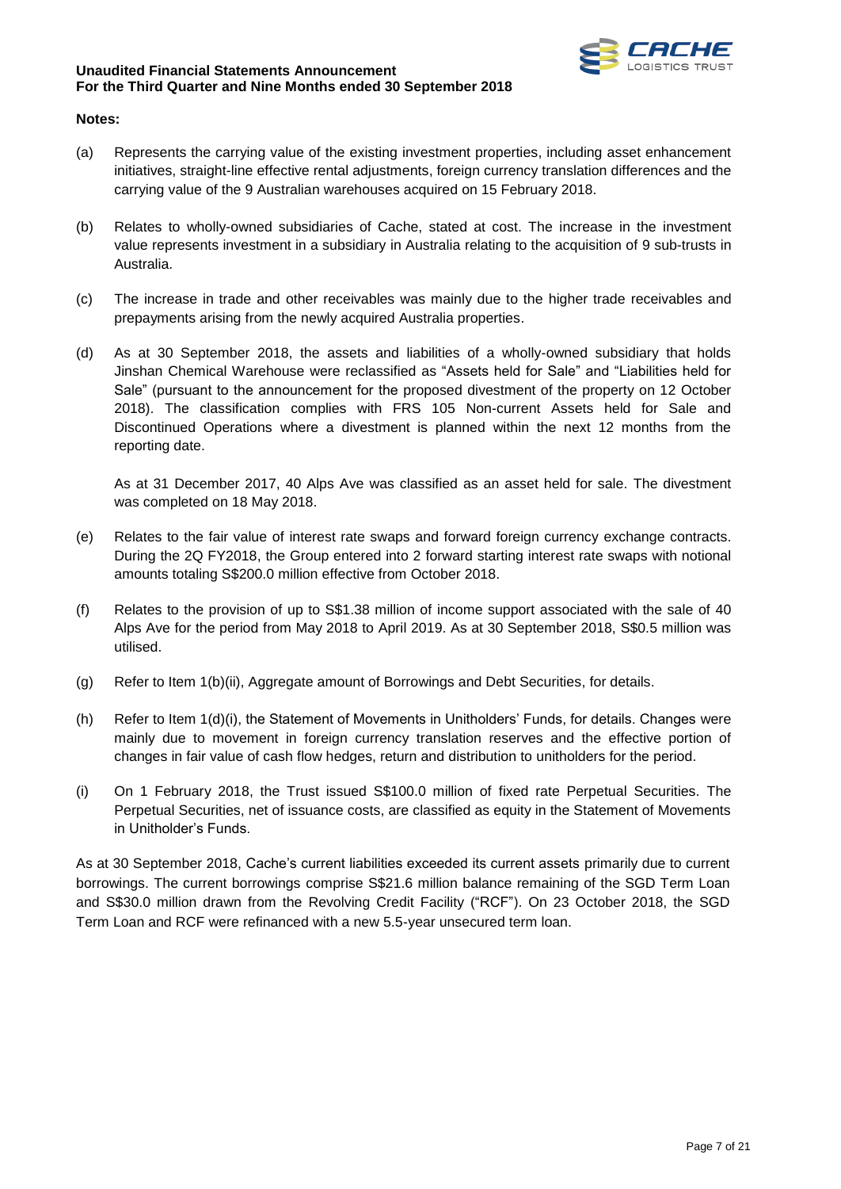**Notes:**

(a) Represents the carrying value of the existing investment properties, including asset enhancement initiatives, straight-line effective rental adjustments, foreign currency translation differences and the carrying value of the 9 Australian warehouses acquired on 15 February 2018.

(b) Relates to wholly-owned subsidiaries of Cache, stated at cost. The increase in the investment value represents investment in a subsidiary in Australia relating to the acquisition of 9 sub-trusts in Australia.

(c) The increase in trade and other receivables was mainly due to the higher trade receivables and prepayments arising from the newly acquired Australia properties.

(d) As at 30 September 2018, the assets and liabilities of a wholly-owned subsidiary that holds Jinshan Chemical Warehouse were reclassified as "Assets held for Sale" and "Liabilities held for Sale" (pursuant to the announcement for the proposed divestment of the property on 12 October 2018). The classification complies with FRS 105 Non-current Assets held for Sale and Discontinued Operations where a divestment is planned within the next 12 months from the reporting date.

    As at 31 December 2017, 40 Alps Ave was classified as an asset held for sale. The divestment was completed on 18 May 2018.

(e) Relates to the fair value of interest rate swaps and forward foreign currency exchange contracts. During the 2Q FY2018, the Group entered into 2 forward starting interest rate swaps with notional amounts totaling S$200.0 million effective from October 2018.

(f) Relates to the provision of up to S$1.38 million of income support associated with the sale of 40 Alps Ave for the period from May 2018 to April 2019. As at 30 September 2018, S$0.5 million was utilised.

(g) Refer to Item 1(b)(ii), Aggregate amount of Borrowings and Debt Securities, for details.

(h) Refer to Item 1(d)(i), the Statement of Movements in Unitholders' Funds, for details. Changes were mainly due to movement in foreign currency translation reserves and the effective portion of changes in fair value of cash flow hedges, return and distribution to unitholders for the period.

(i) On 1 February 2018, the Trust issued S$100.0 million of fixed rate Perpetual Securities. The Perpetual Securities, net of issuance costs, are classified as equity in the Statement of Movements in Unitholder's Funds.

As at 30 September 2018, Cache's current liabilities exceeded its current assets primarily due to current borrowings. The current borrowings comprise S$21.6 million balance remaining of the SGD Term Loan and S$30.0 million drawn from the Revolving Credit Facility ("RCF"). On 23 October 2018, the SGD Term Loan and RCF were refinanced with a new 5.5-year unsecured term loan.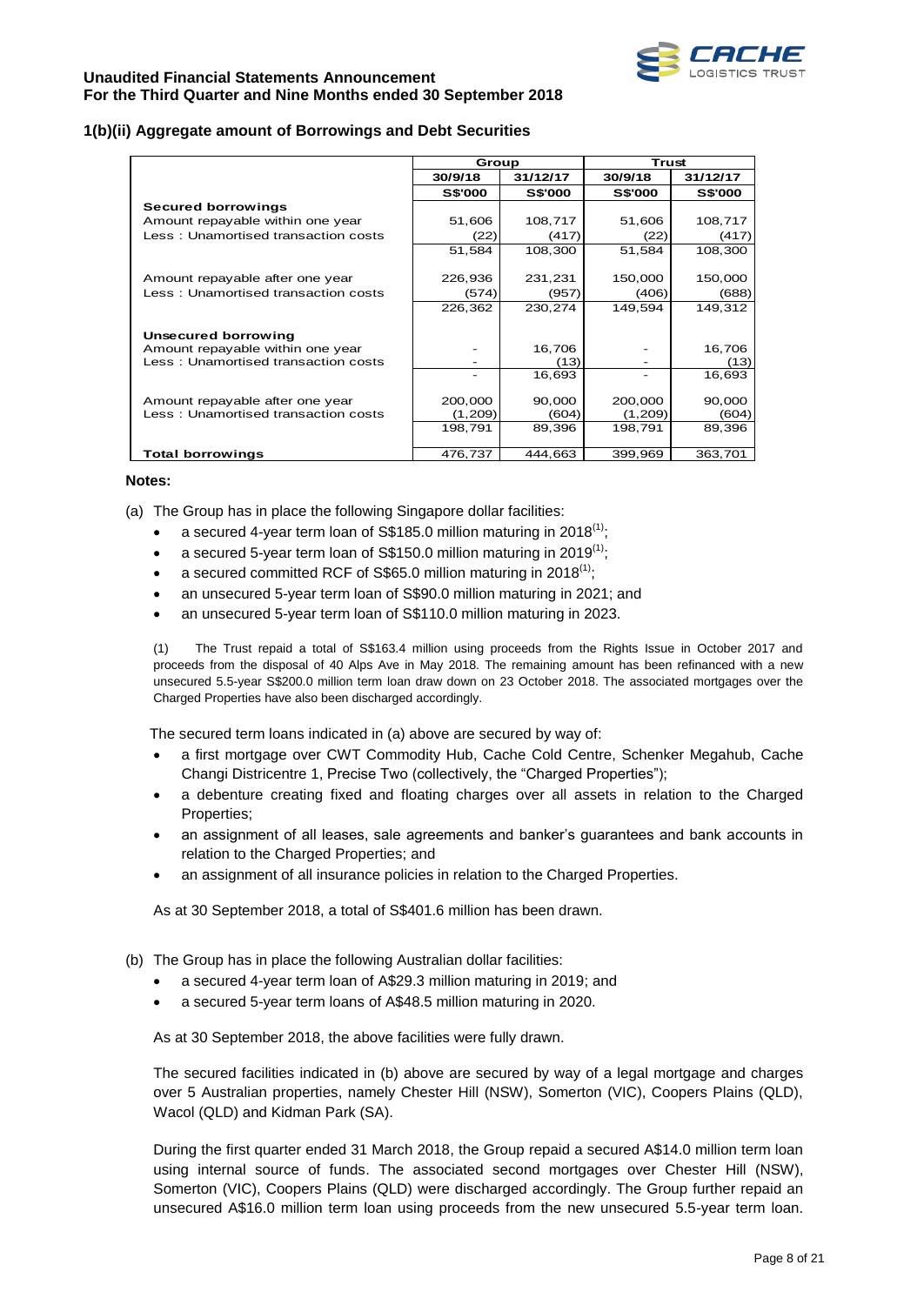## 1(b)(ii) Aggregate amount of Borrowings and Debt Securities

| | Group | | Trust | |
|---|---|---|---|---|
| | 30/9/18 | 31/12/17 | 30/9/18 | 31/12/17 |
| | S$'000 | S$'000 | S$'000 | S$'000 |
| **Secured borrowings** | | | | |
| Amount repayable within one year | 51,606 | 108,717 | 51,606 | 108,717 |
| Less : Unamortised transaction costs | (22) | (417) | (22) | (417) |
| | 51,584 | 108,300 | 51,584 | 108,300 |
| Amount repayable after one year | 226,936 | 231,231 | 150,000 | 150,000 |
| Less : Unamortised transaction costs | (574) | (957) | (406) | (688) |
| | 226,362 | 230,274 | 149,594 | 149,312 |
| **Unsecured borrowing** | | | | |
| Amount repayable within one year | - | 16,706 | - | 16,706 |
| Less : Unamortised transaction costs | - | (13) | - | (13) |
| | - | 16,693 | - | 16,693 |
| Amount repayable after one year | 200,000 | 90,000 | 200,000 | 90,000 |
| Less : Unamortised transaction costs | (1,209) | (604) | (1,209) | (604) |
| | 198,791 | 89,396 | 198,791 | 89,396 |
| **Total borrowings** | 476,737 | 444,663 | 399,969 | 363,701 |

**Notes:**

(a) The Group has in place the following Singapore dollar facilities:

- a secured 4-year term loan of S$185.0 million maturing in 2018[(1)];
- a secured 5-year term loan of S$150.0 million maturing in 2019[(1)];
- a secured committed RCF of S$65.0 million maturing in 2018[(1)];
- an unsecured 5-year term loan of S$90.0 million maturing in 2021; and
- an unsecured 5-year term loan of S$110.0 million maturing in 2023.

(1) The Trust repaid a total of S$163.4 million using proceeds from the Rights Issue in October 2017 and proceeds from the disposal of 40 Alps Ave in May 2018. The remaining amount has been refinanced with a new unsecured 5.5-year S$200.0 million term loan draw down on 23 October 2018. The associated mortgages over the Charged Properties have also been discharged accordingly.

The secured term loans indicated in (a) above are secured by way of:

- a first mortgage over CWT Commodity Hub, Cache Cold Centre, Schenker Megahub, Cache Changi Districentre 1, Precise Two (collectively, the "Charged Properties");
- a debenture creating fixed and floating charges over all assets in relation to the Charged Properties;
- an assignment of all leases, sale agreements and banker's guarantees and bank accounts in relation to the Charged Properties; and
- an assignment of all insurance policies in relation to the Charged Properties.

As at 30 September 2018, a total of S$401.6 million has been drawn.

(b) The Group has in place the following Australian dollar facilities:

- a secured 4-year term loan of A$29.3 million maturing in 2019; and
- a secured 5-year term loans of A$48.5 million maturing in 2020.

As at 30 September 2018, the above facilities were fully drawn.

The secured facilities indicated in (b) above are secured by way of a legal mortgage and charges over 5 Australian properties, namely Chester Hill (NSW), Somerton (VIC), Coopers Plains (QLD), Wacol (QLD) and Kidman Park (SA).

During the first quarter ended 31 March 2018, the Group repaid a secured A$14.0 million term loan using internal source of funds. The associated second mortgages over Chester Hill (NSW), Somerton (VIC), Coopers Plains (QLD) were discharged accordingly. The Group further repaid an unsecured A$16.0 million term loan using proceeds from the new unsecured 5.5-year term loan.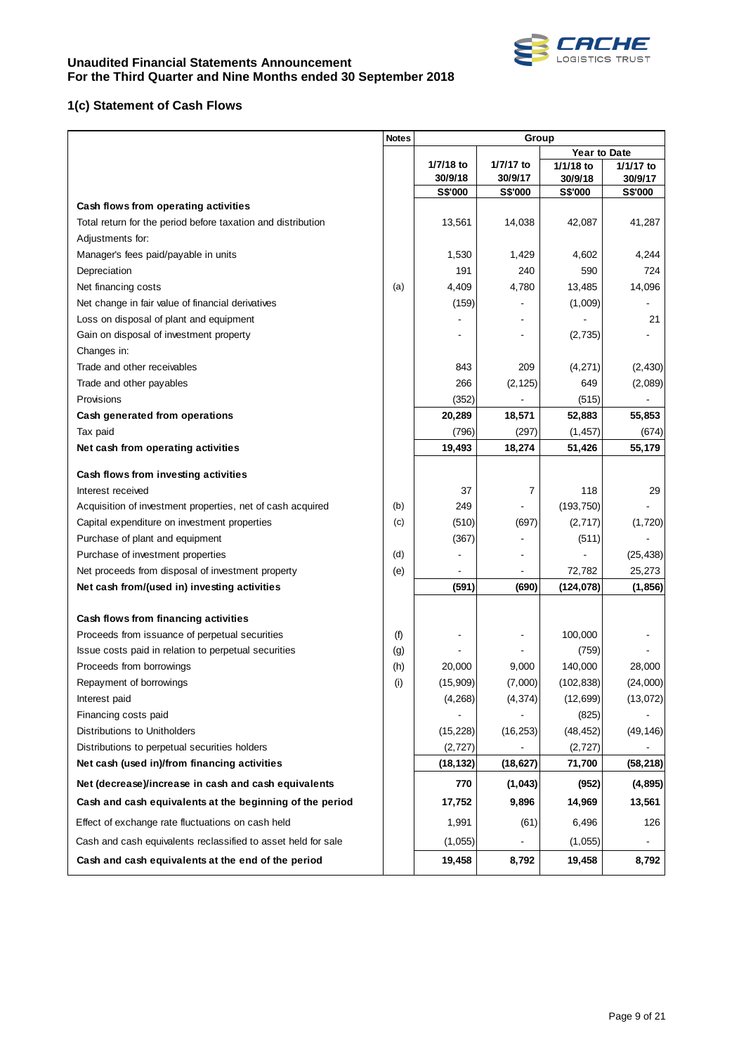## 1(c) Statement of Cash Flows

| | Notes | Group | | | |
|---|---|---|---|---|---|
| | | | | Year to Date | |
| | | 1/7/18 to 30/9/18 | 1/7/17 to 30/9/17 | 1/1/18 to 30/9/18 | 1/1/17 to 30/9/17 |
| | | S$'000 | S$'000 | S$'000 | S$'000 |
| **Cash flows from operating activities** | | | | | |
| Total return for the period before taxation and distribution | | 13,561 | 14,038 | 42,087 | 41,287 |
| Adjustments for: | | | | | |
| Manager's fees paid/payable in units | | 1,530 | 1,429 | 4,602 | 4,244 |
| Depreciation | | 191 | 240 | 590 | 724 |
| Net financing costs | (a) | 4,409 | 4,780 | 13,485 | 14,096 |
| Net change in fair value of financial derivatives | | (159) | - | (1,009) | - |
| Loss on disposal of plant and equipment | | - | - | - | 21 |
| Gain on disposal of investment property | | - | - | (2,735) | - |
| Changes in: | | | | | |
| Trade and other receivables | | 843 | 209 | (4,271) | (2,430) |
| Trade and other payables | | 266 | (2,125) | 649 | (2,089) |
| Provisions | | (352) | - | (515) | - |
| **Cash generated from operations** | | **20,289** | **18,571** | **52,883** | **55,853** |
| Tax paid | | (796) | (297) | (1,457) | (674) |
| **Net cash from operating activities** | | **19,493** | **18,274** | **51,426** | **55,179** |
| **Cash flows from investing activities** | | | | | |
| Interest received | | 37 | 7 | 118 | 29 |
| Acquisition of investment properties, net of cash acquired | (b) | 249 | - | (193,750) | - |
| Capital expenditure on investment properties | (c) | (510) | (697) | (2,717) | (1,720) |
| Purchase of plant and equipment | | (367) | - | (511) | - |
| Purchase of investment properties | (d) | - | - | - | (25,438) |
| Net proceeds from disposal of investment property | (e) | - | - | 72,782 | 25,273 |
| **Net cash from/(used in) investing activities** | | **(591)** | **(690)** | **(124,078)** | **(1,856)** |
| **Cash flows from financing activities** | | | | | |
| Proceeds from issuance of perpetual securities | (f) | - | - | 100,000 | - |
| Issue costs paid in relation to perpetual securities | (g) | - | - | (759) | - |
| Proceeds from borrowings | (h) | 20,000 | 9,000 | 140,000 | 28,000 |
| Repayment of borrowings | (i) | (15,909) | (7,000) | (102,838) | (24,000) |
| Interest paid | | (4,268) | (4,374) | (12,699) | (13,072) |
| Financing costs paid | | - | - | (825) | - |
| Distributions to Unitholders | | (15,228) | (16,253) | (48,452) | (49,146) |
| Distributions to perpetual securities holders | | (2,727) | - | (2,727) | - |
| **Net cash (used in)/from financing activities** | | **(18,132)** | **(18,627)** | **71,700** | **(58,218)** |
| **Net (decrease)/increase in cash and cash equivalents** | | **770** | **(1,043)** | **(952)** | **(4,895)** |
| **Cash and cash equivalents at the beginning of the period** | | **17,752** | **9,896** | **14,969** | **13,561** |
| Effect of exchange rate fluctuations on cash held | | 1,991 | (61) | 6,496 | 126 |
| Cash and cash equivalents reclassified to asset held for sale | | (1,055) | - | (1,055) | - |
| **Cash and cash equivalents at the end of the period** | | **19,458** | **8,792** | **19,458** | **8,792** |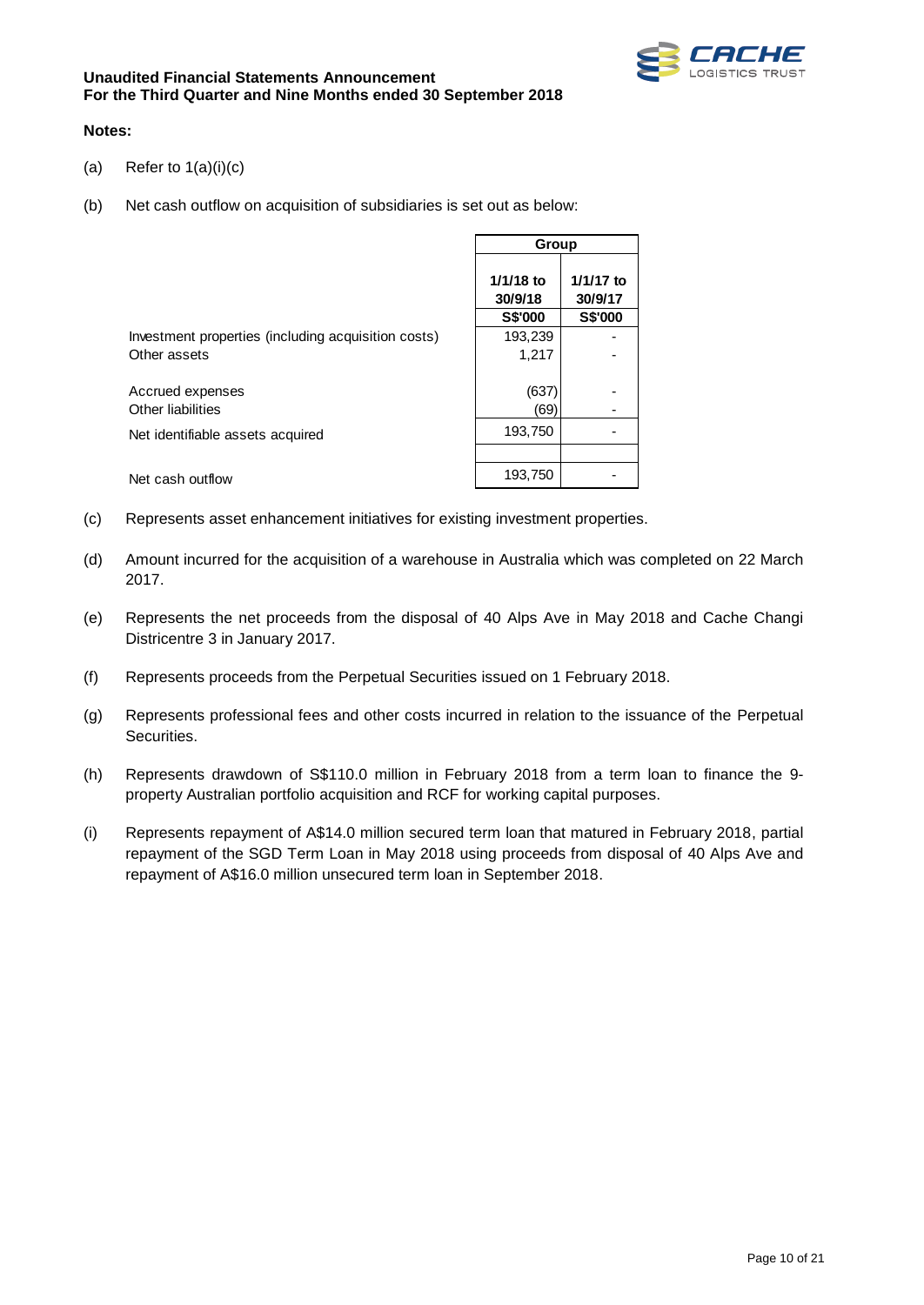**Notes:**

(a) Refer to 1(a)(i)(c)

(b) Net cash outflow on acquisition of subsidiaries is set out as below:

| | Group | |
|---|---|---|
| | 1/1/18 to 30/9/18 | 1/1/17 to 30/9/17 |
| | S$'000 | S$'000 |
| Investment properties (including acquisition costs) | 193,239 | - |
| Other assets | 1,217 | - |
| Accrued expenses | (637) | - |
| Other liabilities | (69) | - |
| Net identifiable assets acquired | 193,750 | - |
| | | |
| Net cash outflow | 193,750 | - |

(c) Represents asset enhancement initiatives for existing investment properties.

(d) Amount incurred for the acquisition of a warehouse in Australia which was completed on 22 March 2017.

(e) Represents the net proceeds from the disposal of 40 Alps Ave in May 2018 and Cache Changi Districentre 3 in January 2017.

(f) Represents proceeds from the Perpetual Securities issued on 1 February 2018.

(g) Represents professional fees and other costs incurred in relation to the issuance of the Perpetual Securities.

(h) Represents drawdown of S$110.0 million in February 2018 from a term loan to finance the 9-property Australian portfolio acquisition and RCF for working capital purposes.

(i) Represents repayment of A$14.0 million secured term loan that matured in February 2018, partial repayment of the SGD Term Loan in May 2018 using proceeds from disposal of 40 Alps Ave and repayment of A$16.0 million unsecured term loan in September 2018.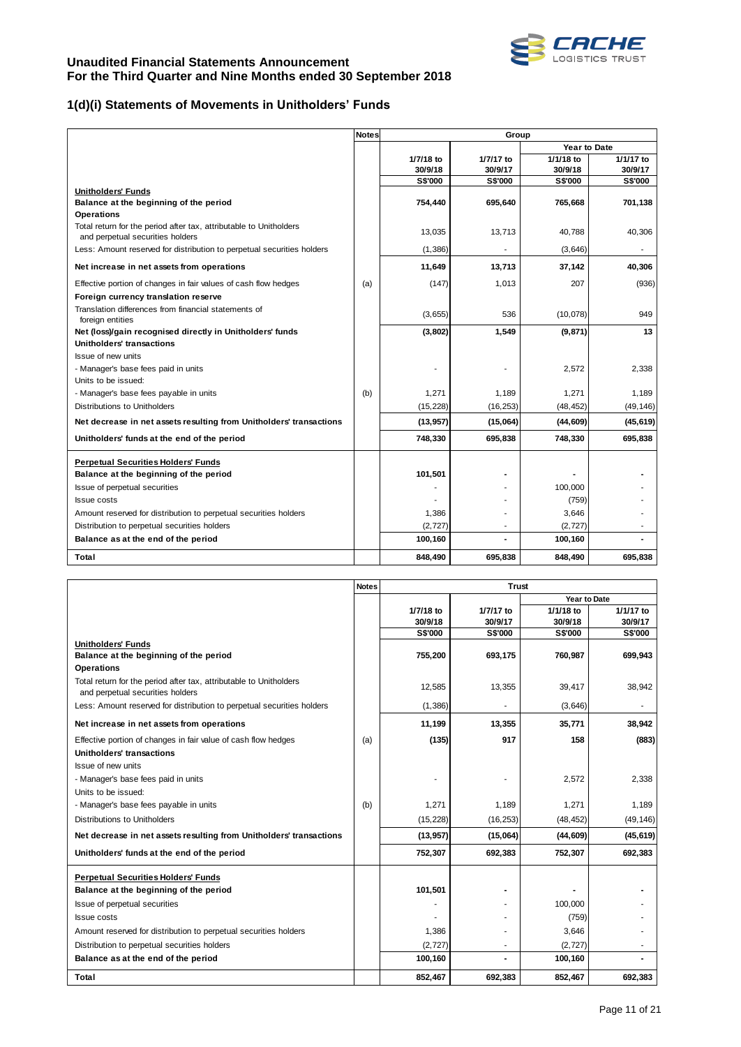# Unaudited Financial Statements Announcement
# For the Third Quarter and Nine Months ended 30 September 2018

## 1(d)(i) Statements of Movements in Unitholders' Funds

| | Notes | Group | | | |
|---|---|---|---|---|---|
| | | | | Year to Date | |
| | | 1/7/18 to 30/9/18 | 1/7/17 to 30/9/17 | 1/1/18 to 30/9/18 | 1/1/17 to 30/9/17 |
| | | S$'000 | S$'000 | S$'000 | S$'000 |
| **Unitholders' Funds** | | | | | |
| **Balance at the beginning of the period** | | 754,440 | 695,640 | 765,668 | 701,138 |
| **Operations** | | | | | |
| Total return for the period after tax, attributable to Unitholders and perpetual securities holders | | 13,035 | 13,713 | 40,788 | 40,306 |
| Less: Amount reserved for distribution to perpetual securities holders | | (1,386) | - | (3,646) | - |
| **Net increase in net assets from operations** | | 11,649 | 13,713 | 37,142 | 40,306 |
| Effective portion of changes in fair values of cash flow hedges | (a) | (147) | 1,013 | 207 | (936) |
| **Foreign currency translation reserve** | | | | | |
| Translation differences from financial statements of foreign entities | | (3,655) | 536 | (10,078) | 949 |
| **Net (loss)/gain recognised directly in Unitholders' funds** | | (3,802) | 1,549 | (9,871) | 13 |
| **Unitholders' transactions** | | | | | |
| Issue of new units | | | | | |
| - Manager's base fees paid in units | | - | - | 2,572 | 2,338 |
| Units to be issued: | | | | | |
| - Manager's base fees payable in units | (b) | 1,271 | 1,189 | 1,271 | 1,189 |
| Distributions to Unitholders | | (15,228) | (16,253) | (48,452) | (49,146) |
| **Net decrease in net assets resulting from Unitholders' transactions** | | (13,957) | (15,064) | (44,609) | (45,619) |
| **Unitholders' funds at the end of the period** | | 748,330 | 695,838 | 748,330 | 695,838 |
| **Perpetual Securities Holders' Funds** | | | | | |
| **Balance at the beginning of the period** | | 101,501 | - | - | - |
| Issue of perpetual securities | | - | - | 100,000 | - |
| Issue costs | | - | - | (759) | - |
| Amount reserved for distribution to perpetual securities holders | | 1,386 | - | 3,646 | - |
| Distribution to perpetual securities holders | | (2,727) | - | (2,727) | - |
| **Balance as at the end of the period** | | 100,160 | - | 100,160 | - |
| **Total** | | 848,490 | 695,838 | 848,490 | 695,838 |

| | Notes | Trust | | | |
|---|---|---|---|---|---|
| | | | | Year to Date | |
| | | 1/7/18 to 30/9/18 | 1/7/17 to 30/9/17 | 1/1/18 to 30/9/18 | 1/1/17 to 30/9/17 |
| | | S$'000 | S$'000 | S$'000 | S$'000 |
| **Unitholders' Funds** | | | | | |
| **Balance at the beginning of the period** | | 755,200 | 693,175 | 760,987 | 699,943 |
| **Operations** | | | | | |
| Total return for the period after tax, attributable to Unitholders and perpetual securities holders | | 12,585 | 13,355 | 39,417 | 38,942 |
| Less: Amount reserved for distribution to perpetual securities holders | | (1,386) | - | (3,646) | - |
| **Net increase in net assets from operations** | | 11,199 | 13,355 | 35,771 | 38,942 |
| Effective portion of changes in fair value of cash flow hedges | (a) | (135) | 917 | 158 | (883) |
| **Unitholders' transactions** | | | | | |
| Issue of new units | | | | | |
| - Manager's base fees paid in units | | - | - | 2,572 | 2,338 |
| Units to be issued: | | | | | |
| - Manager's base fees payable in units | (b) | 1,271 | 1,189 | 1,271 | 1,189 |
| Distributions to Unitholders | | (15,228) | (16,253) | (48,452) | (49,146) |
| **Net decrease in net assets resulting from Unitholders' transactions** | | (13,957) | (15,064) | (44,609) | (45,619) |
| **Unitholders' funds at the end of the period** | | 752,307 | 692,383 | 752,307 | 692,383 |
| **Perpetual Securities Holders' Funds** | | | | | |
| **Balance at the beginning of the period** | | 101,501 | - | - | - |
| Issue of perpetual securities | | - | - | 100,000 | - |
| Issue costs | | - | - | (759) | - |
| Amount reserved for distribution to perpetual securities holders | | 1,386 | - | 3,646 | - |
| Distribution to perpetual securities holders | | (2,727) | - | (2,727) | - |
| **Balance as at the end of the period** | | 100,160 | - | 100,160 | - |
| **Total** | | 852,467 | 692,383 | 852,467 | 692,383 |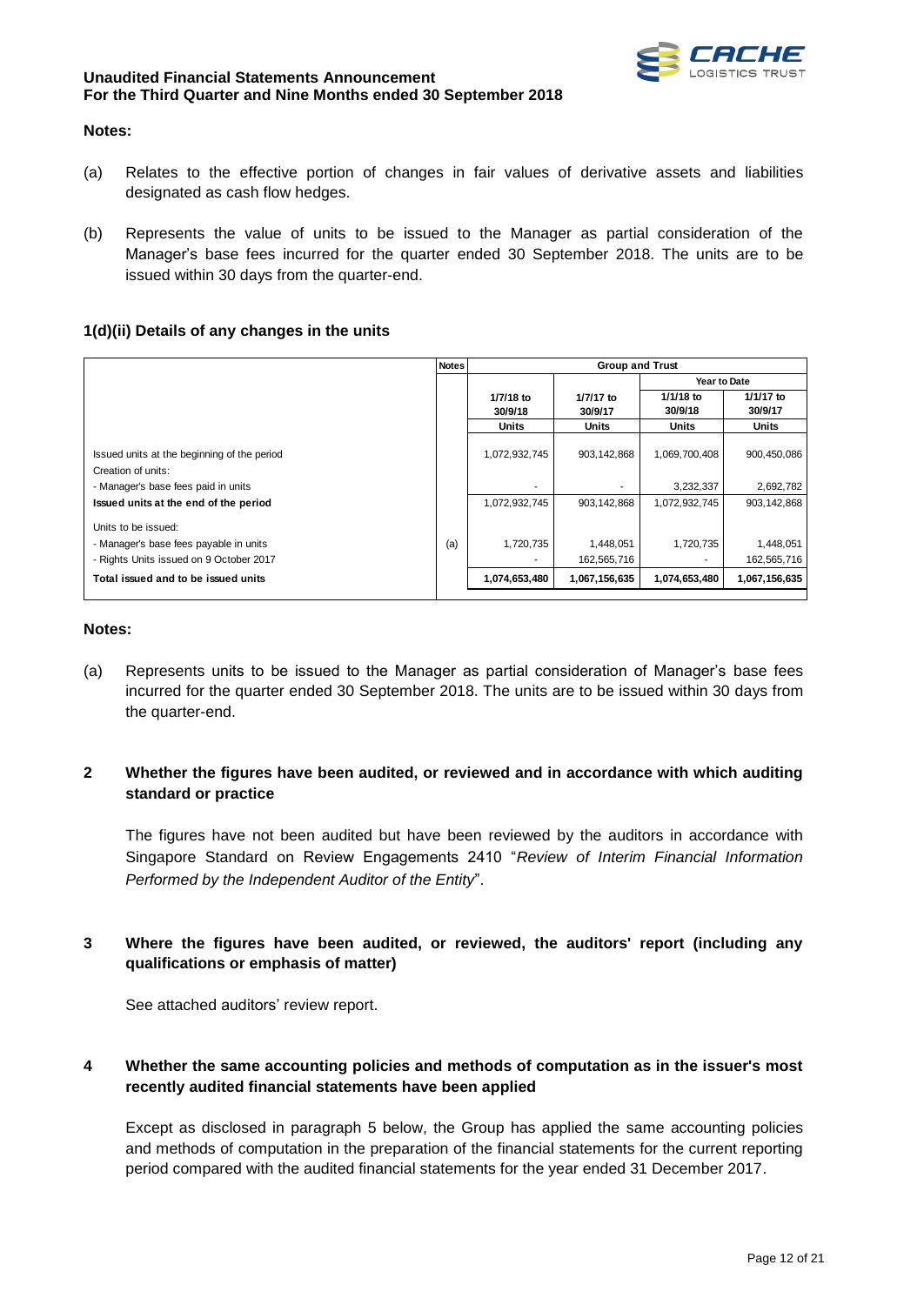**Notes:**

(a) Relates to the effective portion of changes in fair values of derivative assets and liabilities designated as cash flow hedges.

(b) Represents the value of units to be issued to the Manager as partial consideration of the Manager's base fees incurred for the quarter ended 30 September 2018. The units are to be issued within 30 days from the quarter-end.

### 1(d)(ii) Details of any changes in the units

| | Notes | Group and Trust | | | |
|---|---|---|---|---|---|
| | | | | Year to Date | |
| | | 1/7/18 to 30/9/18 | 1/7/17 to 30/9/17 | 1/1/18 to 30/9/18 | 1/1/17 to 30/9/17 |
| | | Units | Units | Units | Units |
| Issued units at the beginning of the period | | 1,072,932,745 | 903,142,868 | 1,069,700,408 | 900,450,086 |
| Creation of units: | | | | | |
| - Manager's base fees paid in units | | - | - | 3,232,337 | 2,692,782 |
| **Issued units at the end of the period** | | 1,072,932,745 | 903,142,868 | 1,072,932,745 | 903,142,868 |
| Units to be issued: | | | | | |
| - Manager's base fees payable in units | (a) | 1,720,735 | 1,448,051 | 1,720,735 | 1,448,051 |
| - Rights Units issued on 9 October 2017 | | - | 162,565,716 | - | 162,565,716 |
| **Total issued and to be issued units** | | **1,074,653,480** | **1,067,156,635** | **1,074,653,480** | **1,067,156,635** |

**Notes:**

(a) Represents units to be issued to the Manager as partial consideration of Manager's base fees incurred for the quarter ended 30 September 2018. The units are to be issued within 30 days from the quarter-end.

## 2 Whether the figures have been audited, or reviewed and in accordance with which auditing standard or practice

The figures have not been audited but have been reviewed by the auditors in accordance with Singapore Standard on Review Engagements 2410 "*Review of Interim Financial Information Performed by the Independent Auditor of the Entity*".

## 3 Where the figures have been audited, or reviewed, the auditors' report (including any qualifications or emphasis of matter)

See attached auditors' review report.

## 4 Whether the same accounting policies and methods of computation as in the issuer's most recently audited financial statements have been applied

Except as disclosed in paragraph 5 below, the Group has applied the same accounting policies and methods of computation in the preparation of the financial statements for the current reporting period compared with the audited financial statements for the year ended 31 December 2017.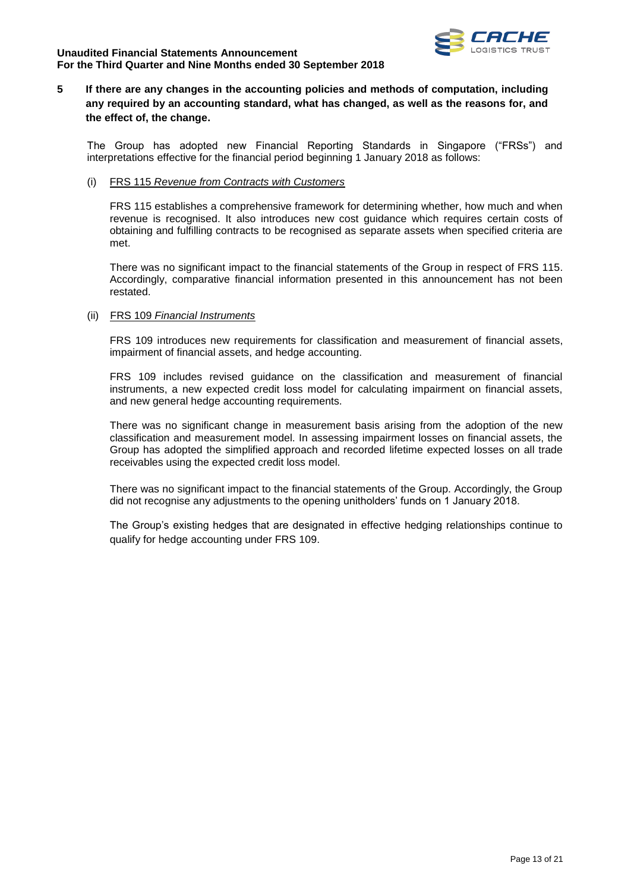**5 If there are any changes in the accounting policies and methods of computation, including any required by an accounting standard, what has changed, as well as the reasons for, and the effect of, the change.**

The Group has adopted new Financial Reporting Standards in Singapore ("FRSs") and interpretations effective for the financial period beginning 1 January 2018 as follows:

(i) FRS 115 *Revenue from Contracts with Customers*

FRS 115 establishes a comprehensive framework for determining whether, how much and when revenue is recognised. It also introduces new cost guidance which requires certain costs of obtaining and fulfilling contracts to be recognised as separate assets when specified criteria are met.

There was no significant impact to the financial statements of the Group in respect of FRS 115. Accordingly, comparative financial information presented in this announcement has not been restated.

(ii) FRS 109 *Financial Instruments*

FRS 109 introduces new requirements for classification and measurement of financial assets, impairment of financial assets, and hedge accounting.

FRS 109 includes revised guidance on the classification and measurement of financial instruments, a new expected credit loss model for calculating impairment on financial assets, and new general hedge accounting requirements.

There was no significant change in measurement basis arising from the adoption of the new classification and measurement model. In assessing impairment losses on financial assets, the Group has adopted the simplified approach and recorded lifetime expected losses on all trade receivables using the expected credit loss model.

There was no significant impact to the financial statements of the Group. Accordingly, the Group did not recognise any adjustments to the opening unitholders' funds on 1 January 2018.

The Group's existing hedges that are designated in effective hedging relationships continue to qualify for hedge accounting under FRS 109.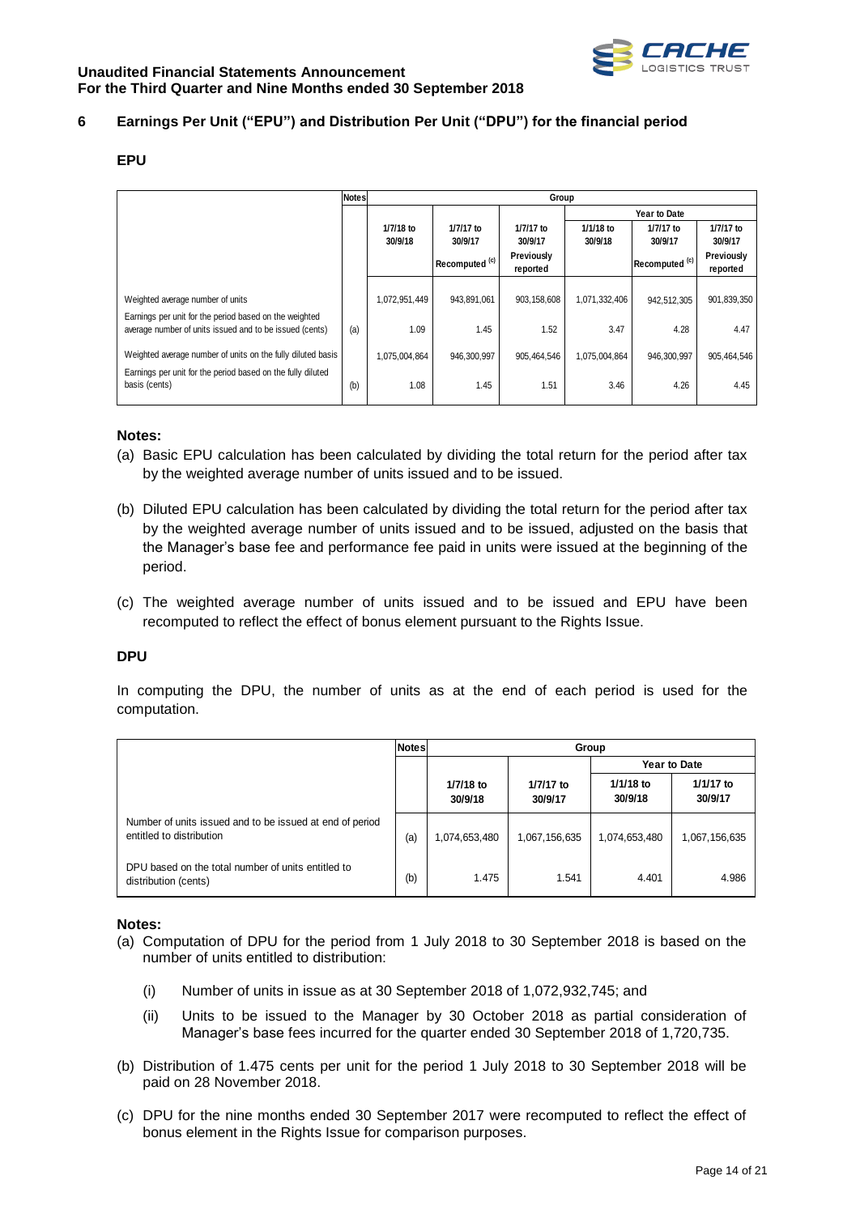## 6 Earnings Per Unit ("EPU") and Distribution Per Unit ("DPU") for the financial period

### EPU

| | Notes | Group | | | | | |
|---|---|---|---|---|---|---|---|
| | | | | | Year to Date | | |
| | | 1/7/18 to 30/9/18 | 1/7/17 to 30/9/17 Recomputed [(c)] | 1/7/17 to 30/9/17 Previously reported | 1/1/18 to 30/9/18 | 1/7/17 to 30/9/17 Recomputed [(c)] | 1/7/17 to 30/9/17 Previously reported |
| Weighted average number of units | | 1,072,951,449 | 943,891,061 | 903,158,608 | 1,071,332,406 | 942,512,305 | 901,839,350 |
| Earnings per unit for the period based on the weighted average number of units issued and to be issued (cents) | (a) | 1.09 | 1.45 | 1.52 | 3.47 | 4.28 | 4.47 |
| Weighted average number of units on the fully diluted basis | | 1,075,004,864 | 946,300,997 | 905,464,546 | 1,075,004,864 | 946,300,997 | 905,464,546 |
| Earnings per unit for the period based on the fully diluted basis (cents) | (b) | 1.08 | 1.45 | 1.51 | 3.46 | 4.26 | 4.45 |

**Notes:**

(a) Basic EPU calculation has been calculated by dividing the total return for the period after tax by the weighted average number of units issued and to be issued.

(b) Diluted EPU calculation has been calculated by dividing the total return for the period after tax by the weighted average number of units issued and to be issued, adjusted on the basis that the Manager's base fee and performance fee paid in units were issued at the beginning of the period.

(c) The weighted average number of units issued and to be issued and EPU have been recomputed to reflect the effect of bonus element pursuant to the Rights Issue.

### DPU

In computing the DPU, the number of units as at the end of each period is used for the computation.

| | Notes | Group | | | |
|---|---|---|---|---|---|
| | | | | Year to Date | |
| | | 1/7/18 to 30/9/18 | 1/7/17 to 30/9/17 | 1/1/18 to 30/9/18 | 1/1/17 to 30/9/17 |
| Number of units issued and to be issued at end of period entitled to distribution | (a) | 1,074,653,480 | 1,067,156,635 | 1,074,653,480 | 1,067,156,635 |
| DPU based on the total number of units entitled to distribution (cents) | (b) | 1.475 | 1.541 | 4.401 | 4.986 |

**Notes:**

(a) Computation of DPU for the period from 1 July 2018 to 30 September 2018 is based on the number of units entitled to distribution:

  (i) Number of units in issue as at 30 September 2018 of 1,072,932,745; and

  (ii) Units to be issued to the Manager by 30 October 2018 as partial consideration of Manager's base fees incurred for the quarter ended 30 September 2018 of 1,720,735.

(b) Distribution of 1.475 cents per unit for the period 1 July 2018 to 30 September 2018 will be paid on 28 November 2018.

(c) DPU for the nine months ended 30 September 2017 were recomputed to reflect the effect of bonus element in the Rights Issue for comparison purposes.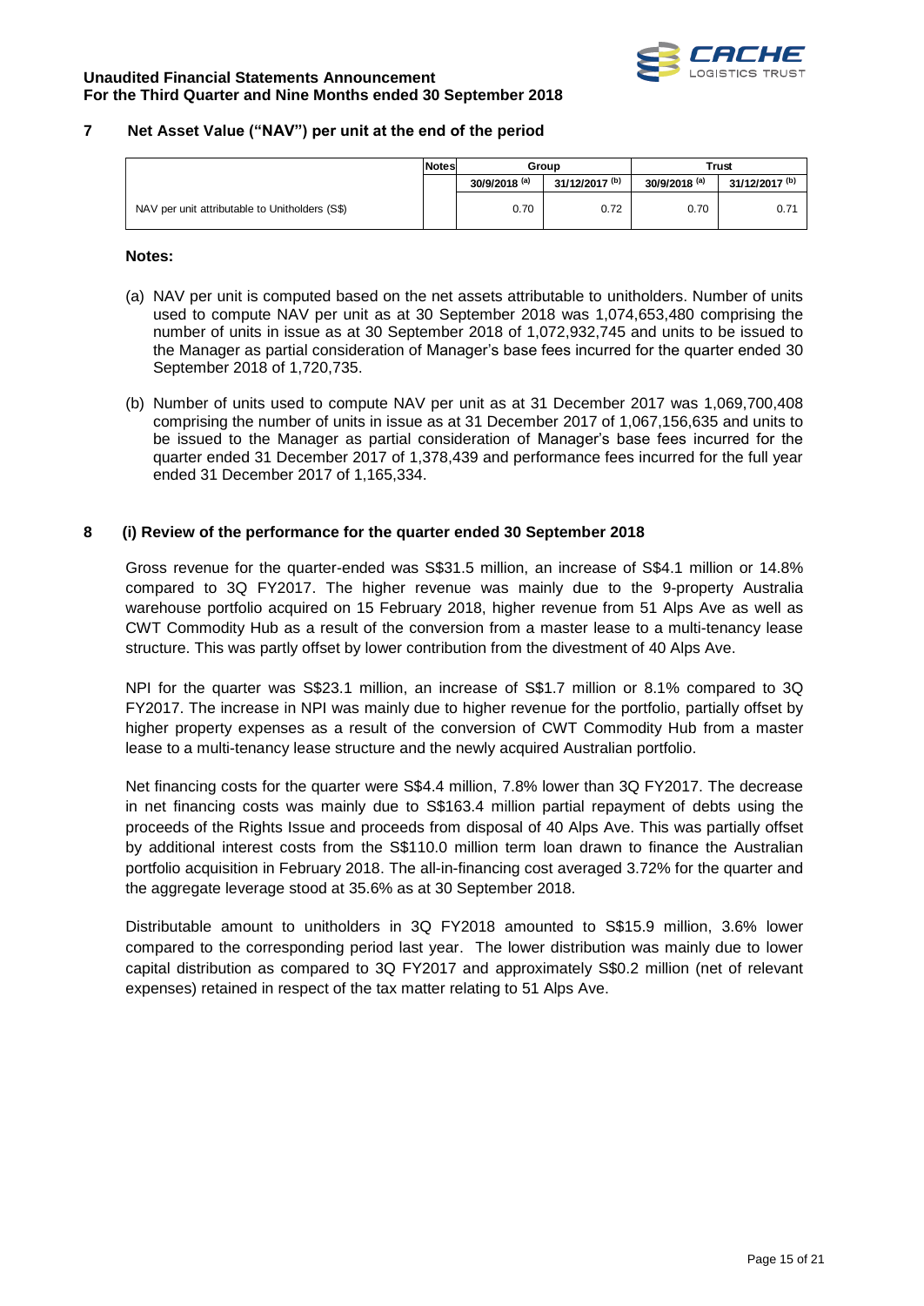## 7 Net Asset Value ("NAV") per unit at the end of the period

| | Notes | Group | | Trust | |
|---|---|---|---|---|---|
| | | 30/9/2018 [(a)] | 31/12/2017 [(b)] | 30/9/2018 [(a)] | 31/12/2017 [(b)] |
| NAV per unit attributable to Unitholders (S$) | | 0.70 | 0.72 | 0.70 | 0.71 |

**Notes:**

(a) NAV per unit is computed based on the net assets attributable to unitholders. Number of units used to compute NAV per unit as at 30 September 2018 was 1,074,653,480 comprising the number of units in issue as at 30 September 2018 of 1,072,932,745 and units to be issued to the Manager as partial consideration of Manager's base fees incurred for the quarter ended 30 September 2018 of 1,720,735.

(b) Number of units used to compute NAV per unit as at 31 December 2017 was 1,069,700,408 comprising the number of units in issue as at 31 December 2017 of 1,067,156,635 and units to be issued to the Manager as partial consideration of Manager's base fees incurred for the quarter ended 31 December 2017 of 1,378,439 and performance fees incurred for the full year ended 31 December 2017 of 1,165,334.

## 8 (i) Review of the performance for the quarter ended 30 September 2018

Gross revenue for the quarter-ended was S$31.5 million, an increase of S$4.1 million or 14.8% compared to 3Q FY2017. The higher revenue was mainly due to the 9-property Australia warehouse portfolio acquired on 15 February 2018, higher revenue from 51 Alps Ave as well as CWT Commodity Hub as a result of the conversion from a master lease to a multi-tenancy lease structure. This was partly offset by lower contribution from the divestment of 40 Alps Ave.

NPI for the quarter was S$23.1 million, an increase of S$1.7 million or 8.1% compared to 3Q FY2017. The increase in NPI was mainly due to higher revenue for the portfolio, partially offset by higher property expenses as a result of the conversion of CWT Commodity Hub from a master lease to a multi-tenancy lease structure and the newly acquired Australian portfolio.

Net financing costs for the quarter were S$4.4 million, 7.8% lower than 3Q FY2017. The decrease in net financing costs was mainly due to S$163.4 million partial repayment of debts using the proceeds of the Rights Issue and proceeds from disposal of 40 Alps Ave. This was partially offset by additional interest costs from the S$110.0 million term loan drawn to finance the Australian portfolio acquisition in February 2018. The all-in-financing cost averaged 3.72% for the quarter and the aggregate leverage stood at 35.6% as at 30 September 2018.

Distributable amount to unitholders in 3Q FY2018 amounted to S$15.9 million, 3.6% lower compared to the corresponding period last year. The lower distribution was mainly due to lower capital distribution as compared to 3Q FY2017 and approximately S$0.2 million (net of relevant expenses) retained in respect of the tax matter relating to 51 Alps Ave.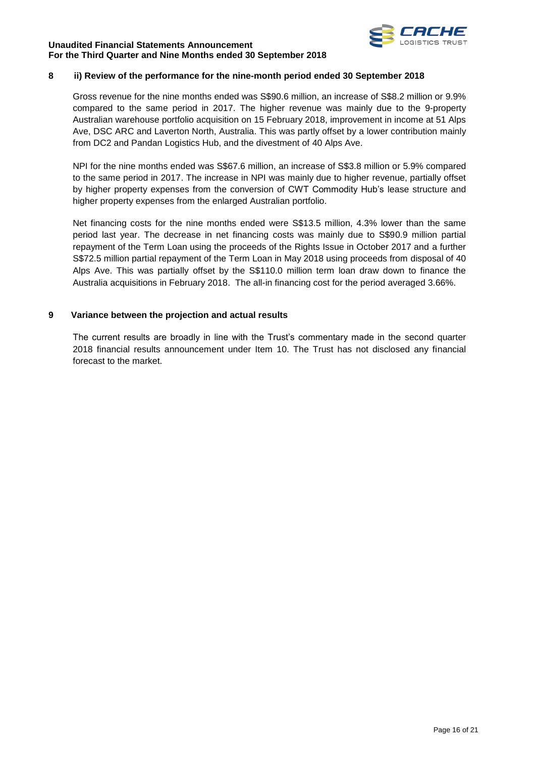## 8 ii) Review of the performance for the nine-month period ended 30 September 2018

Gross revenue for the nine months ended was S$90.6 million, an increase of S$8.2 million or 9.9% compared to the same period in 2017. The higher revenue was mainly due to the 9-property Australian warehouse portfolio acquisition on 15 February 2018, improvement in income at 51 Alps Ave, DSC ARC and Laverton North, Australia. This was partly offset by a lower contribution mainly from DC2 and Pandan Logistics Hub, and the divestment of 40 Alps Ave.

NPI for the nine months ended was S$67.6 million, an increase of S$3.8 million or 5.9% compared to the same period in 2017. The increase in NPI was mainly due to higher revenue, partially offset by higher property expenses from the conversion of CWT Commodity Hub's lease structure and higher property expenses from the enlarged Australian portfolio.

Net financing costs for the nine months ended were S$13.5 million, 4.3% lower than the same period last year. The decrease in net financing costs was mainly due to S$90.9 million partial repayment of the Term Loan using the proceeds of the Rights Issue in October 2017 and a further S$72.5 million partial repayment of the Term Loan in May 2018 using proceeds from disposal of 40 Alps Ave. This was partially offset by the S$110.0 million term loan draw down to finance the Australia acquisitions in February 2018. The all-in financing cost for the period averaged 3.66%.

## 9 Variance between the projection and actual results

The current results are broadly in line with the Trust's commentary made in the second quarter 2018 financial results announcement under Item 10. The Trust has not disclosed any financial forecast to the market.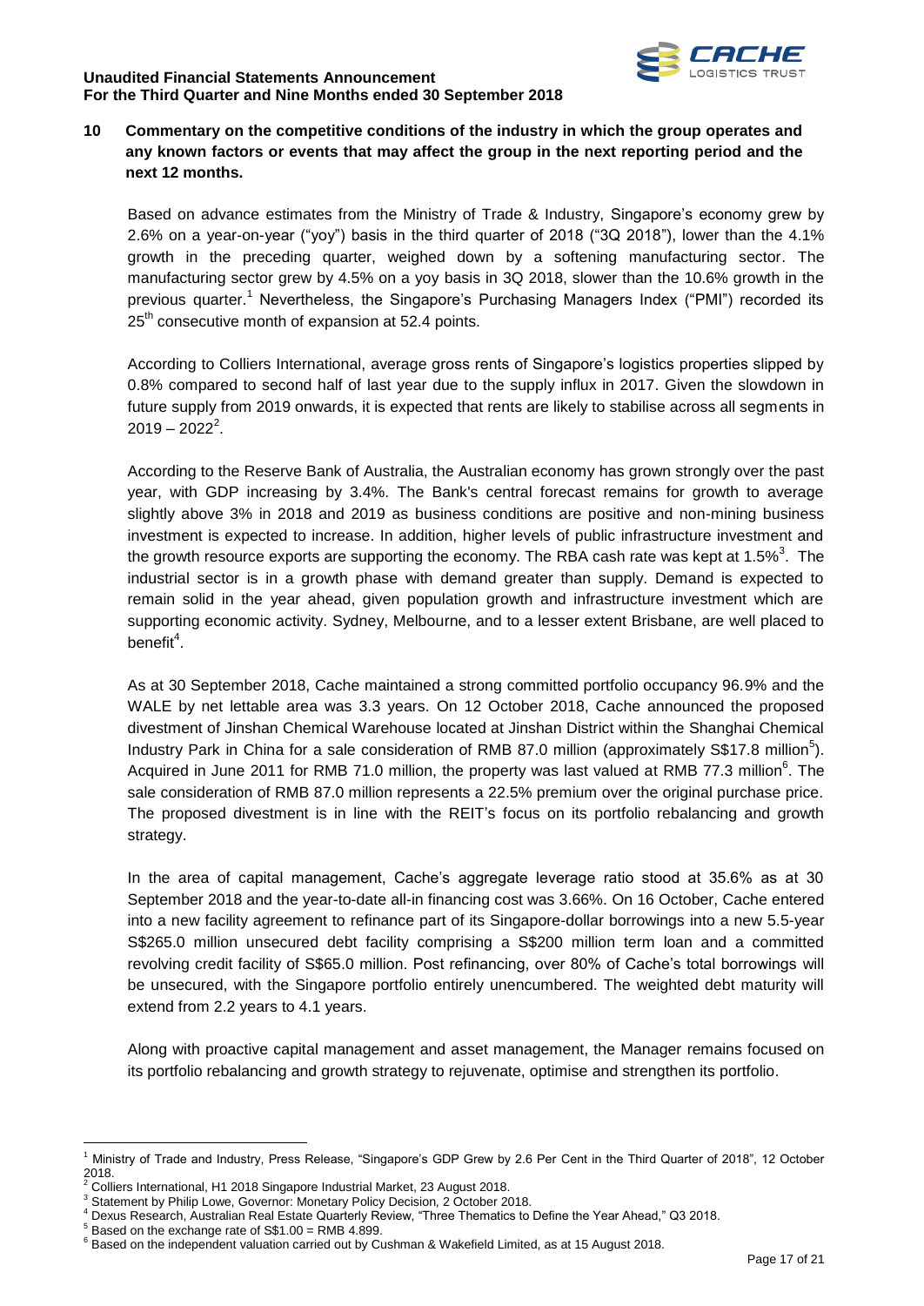## 10 Commentary on the competitive conditions of the industry in which the group operates and any known factors or events that may affect the group in the next reporting period and the next 12 months.

Based on advance estimates from the Ministry of Trade & Industry, Singapore's economy grew by 2.6% on a year-on-year ("yoy") basis in the third quarter of 2018 ("3Q 2018"), lower than the 4.1% growth in the preceding quarter, weighed down by a softening manufacturing sector. The manufacturing sector grew by 4.5% on a yoy basis in 3Q 2018, slower than the 10.6% growth in the previous quarter.[1] Nevertheless, the Singapore's Purchasing Managers Index ("PMI") recorded its 25th consecutive month of expansion at 52.4 points.

According to Colliers International, average gross rents of Singapore's logistics properties slipped by 0.8% compared to second half of last year due to the supply influx in 2017. Given the slowdown in future supply from 2019 onwards, it is expected that rents are likely to stabilise across all segments in 2019 – 2022[2].

According to the Reserve Bank of Australia, the Australian economy has grown strongly over the past year, with GDP increasing by 3.4%. The Bank's central forecast remains for growth to average slightly above 3% in 2018 and 2019 as business conditions are positive and non-mining business investment is expected to increase. In addition, higher levels of public infrastructure investment and the growth resource exports are supporting the economy. The RBA cash rate was kept at 1.5%[3]. The industrial sector is in a growth phase with demand greater than supply. Demand is expected to remain solid in the year ahead, given population growth and infrastructure investment which are supporting economic activity. Sydney, Melbourne, and to a lesser extent Brisbane, are well placed to benefit[4].

As at 30 September 2018, Cache maintained a strong committed portfolio occupancy 96.9% and the WALE by net lettable area was 3.3 years. On 12 October 2018, Cache announced the proposed divestment of Jinshan Chemical Warehouse located at Jinshan District within the Shanghai Chemical Industry Park in China for a sale consideration of RMB 87.0 million (approximately S$17.8 million[5]). Acquired in June 2011 for RMB 71.0 million, the property was last valued at RMB 77.3 million[6]. The sale consideration of RMB 87.0 million represents a 22.5% premium over the original purchase price. The proposed divestment is in line with the REIT's focus on its portfolio rebalancing and growth strategy.

In the area of capital management, Cache's aggregate leverage ratio stood at 35.6% as at 30 September 2018 and the year-to-date all-in financing cost was 3.66%. On 16 October, Cache entered into a new facility agreement to refinance part of its Singapore-dollar borrowings into a new 5.5-year S$265.0 million unsecured debt facility comprising a S$200 million term loan and a committed revolving credit facility of S$65.0 million. Post refinancing, over 80% of Cache's total borrowings will be unsecured, with the Singapore portfolio entirely unencumbered. The weighted debt maturity will extend from 2.2 years to 4.1 years.

Along with proactive capital management and asset management, the Manager remains focused on its portfolio rebalancing and growth strategy to rejuvenate, optimise and strengthen its portfolio.

---

[1] Ministry of Trade and Industry, Press Release, "Singapore's GDP Grew by 2.6 Per Cent in the Third Quarter of 2018", 12 October 2018.

[2] Colliers International, H1 2018 Singapore Industrial Market, 23 August 2018.

[3] Statement by Philip Lowe, Governor: Monetary Policy Decision, 2 October 2018.

[4] Dexus Research, Australian Real Estate Quarterly Review, "Three Thematics to Define the Year Ahead," Q3 2018.

[5] Based on the exchange rate of S$1.00 = RMB 4.899.

[6] Based on the independent valuation carried out by Cushman & Wakefield Limited, as at 15 August 2018.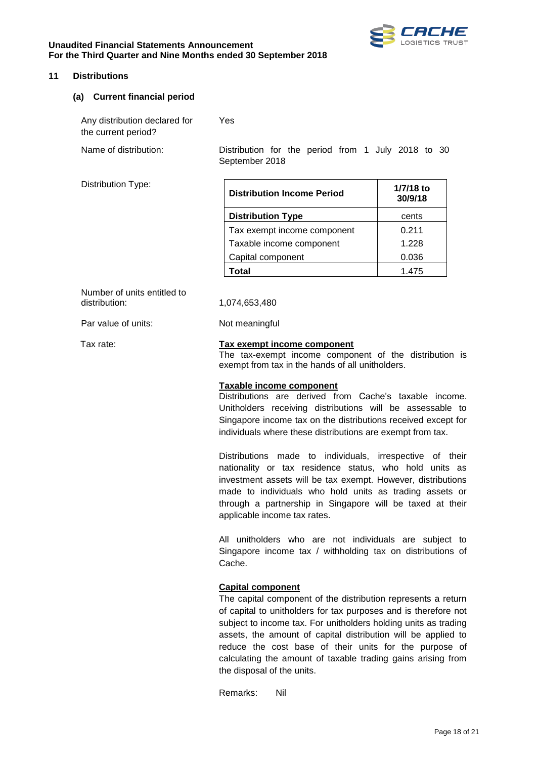## 11 Distributions

### (a) Current financial period

Any distribution declared for the current period? Yes

Name of distribution: Distribution for the period from 1 July 2018 to 30 September 2018

Distribution Type:

| Distribution Income Period | 1/7/18 to 30/9/18 |
|---|---|
| **Distribution Type** | cents |
| Tax exempt income component | 0.211 |
| Taxable income component | 1.228 |
| Capital component | 0.036 |
| **Total** | 1.475 |

Number of units entitled to distribution: 1,074,653,480

Par value of units: Not meaningful

Tax rate:

**Tax exempt income component**

The tax-exempt income component of the distribution is exempt from tax in the hands of all unitholders.

**Taxable income component**

Distributions are derived from Cache's taxable income. Unitholders receiving distributions will be assessable to Singapore income tax on the distributions received except for individuals where these distributions are exempt from tax.

Distributions made to individuals, irrespective of their nationality or tax residence status, who hold units as investment assets will be tax exempt. However, distributions made to individuals who hold units as trading assets or through a partnership in Singapore will be taxed at their applicable income tax rates.

All unitholders who are not individuals are subject to Singapore income tax / withholding tax on distributions of Cache.

**Capital component**

The capital component of the distribution represents a return of capital to unitholders for tax purposes and is therefore not subject to income tax. For unitholders holding units as trading assets, the amount of capital distribution will be applied to reduce the cost base of their units for the purpose of calculating the amount of taxable trading gains arising from the disposal of the units.

Remarks: Nil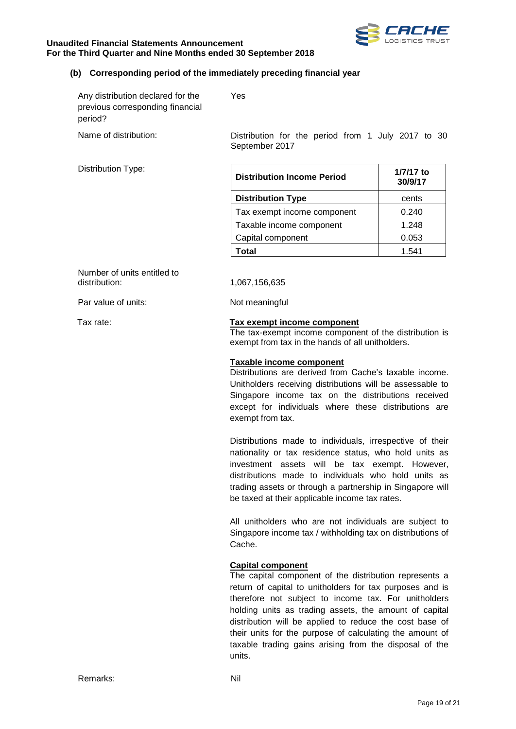### (b) Corresponding period of the immediately preceding financial year

Any distribution declared for the previous corresponding financial period? Yes

Name of distribution: Distribution for the period from 1 July 2017 to 30 September 2017

Distribution Type:

| Distribution Income Period | 1/7/17 to 30/9/17 |
|---|---|
| **Distribution Type** | cents |
| Tax exempt income component | 0.240 |
| Taxable income component | 1.248 |
| Capital component | 0.053 |
| **Total** | 1.541 |

Number of units entitled to distribution: 1,067,156,635

Par value of units: Not meaningful

Tax rate:

**Tax exempt income component**

The tax-exempt income component of the distribution is exempt from tax in the hands of all unitholders.

**Taxable income component**

Distributions are derived from Cache's taxable income. Unitholders receiving distributions will be assessable to Singapore income tax on the distributions received except for individuals where these distributions are exempt from tax.

Distributions made to individuals, irrespective of their nationality or tax residence status, who hold units as investment assets will be tax exempt. However, distributions made to individuals who hold units as trading assets or through a partnership in Singapore will be taxed at their applicable income tax rates.

All unitholders who are not individuals are subject to Singapore income tax / withholding tax on distributions of Cache.

**Capital component**

The capital component of the distribution represents a return of capital to unitholders for tax purposes and is therefore not subject to income tax. For unitholders holding units as trading assets, the amount of capital distribution will be applied to reduce the cost base of their units for the purpose of calculating the amount of taxable trading gains arising from the disposal of the units.

Remarks: Nil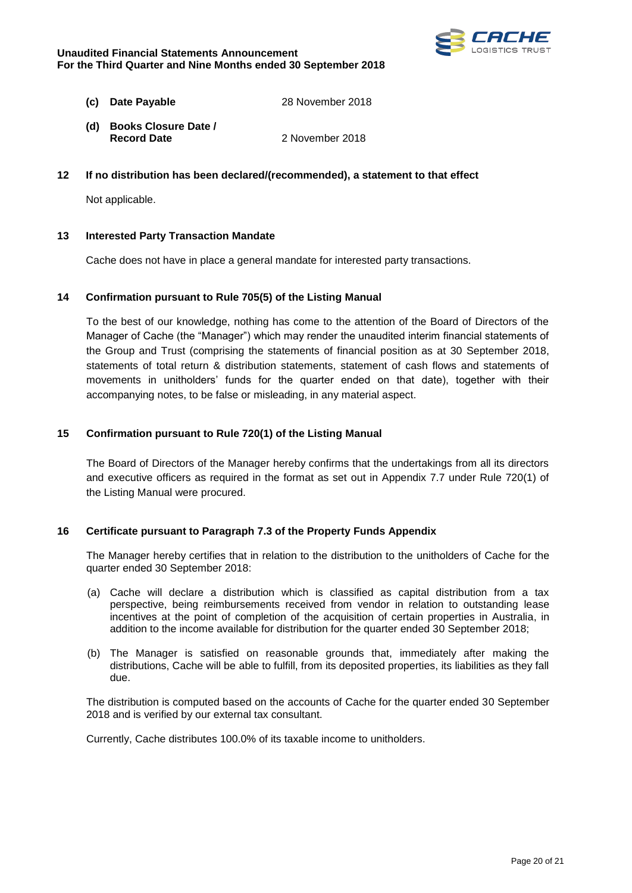**(c) Date Payable** 28 November 2018

**(d) Books Closure Date / Record Date** 2 November 2018

## 12 If no distribution has been declared/(recommended), a statement to that effect

Not applicable.

## 13 Interested Party Transaction Mandate

Cache does not have in place a general mandate for interested party transactions.

## 14 Confirmation pursuant to Rule 705(5) of the Listing Manual

To the best of our knowledge, nothing has come to the attention of the Board of Directors of the Manager of Cache (the "Manager") which may render the unaudited interim financial statements of the Group and Trust (comprising the statements of financial position as at 30 September 2018, statements of total return & distribution statements, statement of cash flows and statements of movements in unitholders' funds for the quarter ended on that date), together with their accompanying notes, to be false or misleading, in any material aspect.

## 15 Confirmation pursuant to Rule 720(1) of the Listing Manual

The Board of Directors of the Manager hereby confirms that the undertakings from all its directors and executive officers as required in the format as set out in Appendix 7.7 under Rule 720(1) of the Listing Manual were procured.

## 16 Certificate pursuant to Paragraph 7.3 of the Property Funds Appendix

The Manager hereby certifies that in relation to the distribution to the unitholders of Cache for the quarter ended 30 September 2018:

(a) Cache will declare a distribution which is classified as capital distribution from a tax perspective, being reimbursements received from vendor in relation to outstanding lease incentives at the point of completion of the acquisition of certain properties in Australia, in addition to the income available for distribution for the quarter ended 30 September 2018;

(b) The Manager is satisfied on reasonable grounds that, immediately after making the distributions, Cache will be able to fulfill, from its deposited properties, its liabilities as they fall due.

The distribution is computed based on the accounts of Cache for the quarter ended 30 September 2018 and is verified by our external tax consultant.

Currently, Cache distributes 100.0% of its taxable income to unitholders.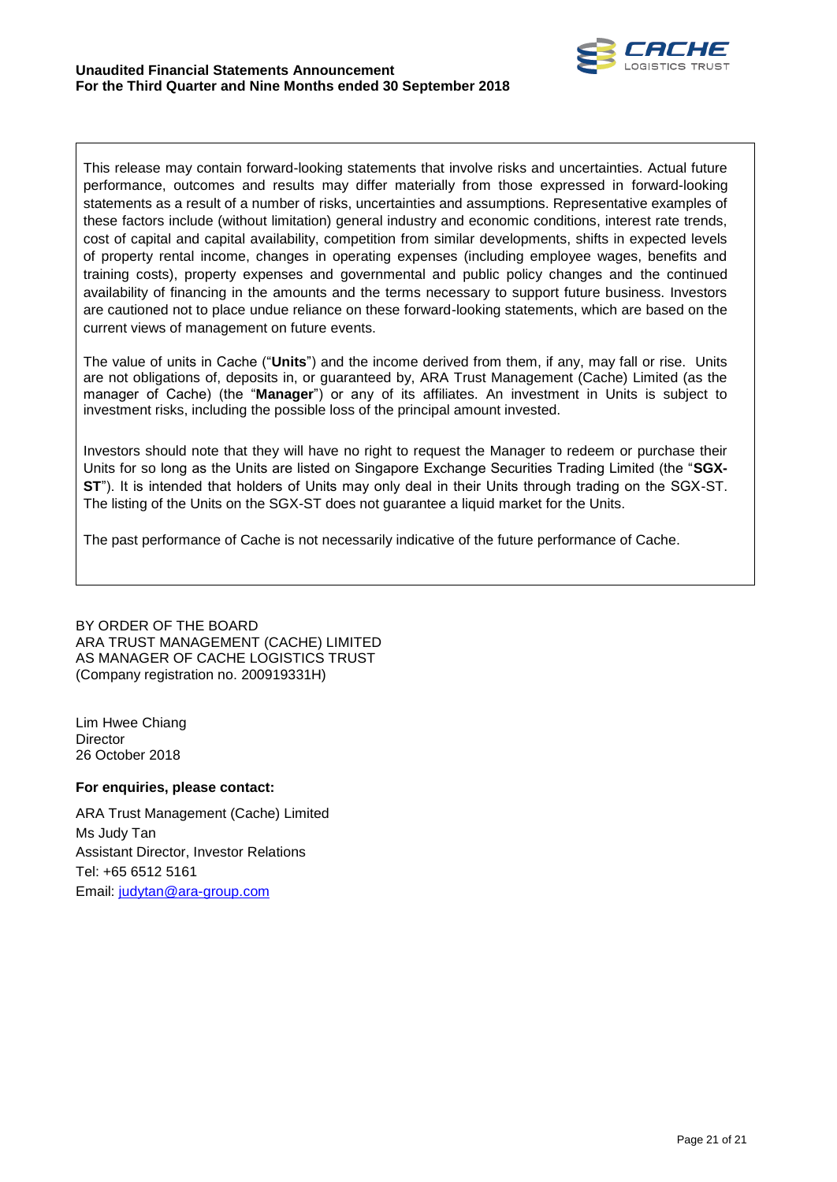This release may contain forward-looking statements that involve risks and uncertainties. Actual future performance, outcomes and results may differ materially from those expressed in forward-looking statements as a result of a number of risks, uncertainties and assumptions. Representative examples of these factors include (without limitation) general industry and economic conditions, interest rate trends, cost of capital and capital availability, competition from similar developments, shifts in expected levels of property rental income, changes in operating expenses (including employee wages, benefits and training costs), property expenses and governmental and public policy changes and the continued availability of financing in the amounts and the terms necessary to support future business. Investors are cautioned not to place undue reliance on these forward-looking statements, which are based on the current views of management on future events.

The value of units in Cache ("**Units**") and the income derived from them, if any, may fall or rise. Units are not obligations of, deposits in, or guaranteed by, ARA Trust Management (Cache) Limited (as the manager of Cache) (the "**Manager**") or any of its affiliates. An investment in Units is subject to investment risks, including the possible loss of the principal amount invested.

Investors should note that they will have no right to request the Manager to redeem or purchase their Units for so long as the Units are listed on Singapore Exchange Securities Trading Limited (the "**SGX-ST**"). It is intended that holders of Units may only deal in their Units through trading on the SGX-ST. The listing of the Units on the SGX-ST does not guarantee a liquid market for the Units.

The past performance of Cache is not necessarily indicative of the future performance of Cache.

BY ORDER OF THE BOARD
ARA TRUST MANAGEMENT (CACHE) LIMITED
AS MANAGER OF CACHE LOGISTICS TRUST
(Company registration no. 200919331H)

Lim Hwee Chiang
Director
26 October 2018

**For enquiries, please contact:**

ARA Trust Management (Cache) Limited
Ms Judy Tan
Assistant Director, Investor Relations
Tel: +65 6512 5161
Email: judytan@ara-group.com